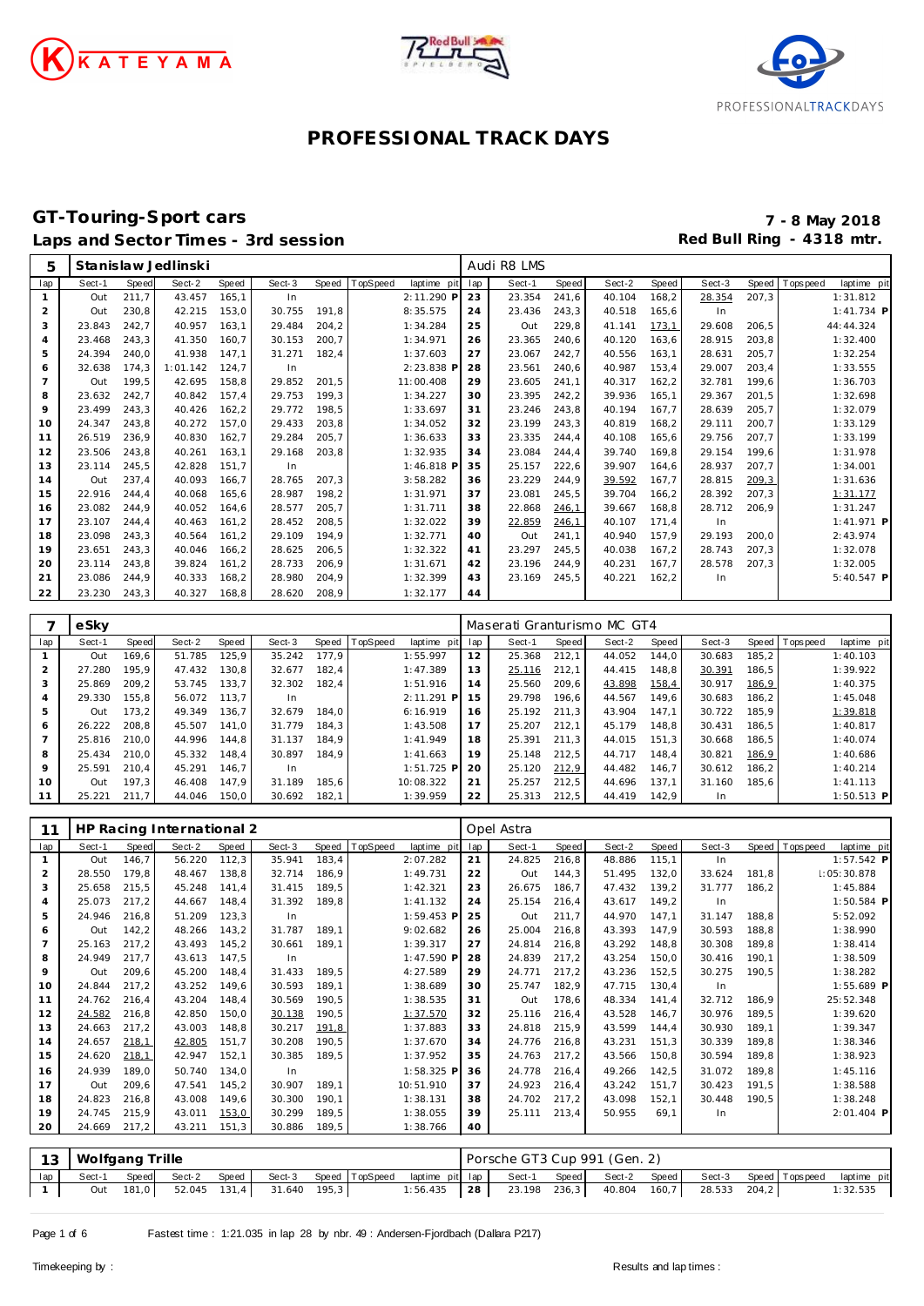# PROFESSIONAL TRACK DAYS

## GT-Touring-Sport cars

**Laps and Sector Times - 3rd session**

**7 - 8 May 2018**

**Red Bull Ring - 4318 mtr.**

| 5 | Stanislaw Jedlinski | | | | | | | | | Audi R8 LMS | | | | | | | | |
|---|---|---|---|---|---|---|---|---|---|---|---|---|---|---|---|---|---|---|
| lap | Sect-1 | Speed | Sect-2 | Speed | Sect-3 | Speed | TopSpeed | laptime pit | lap | Sect-1 | Speed | Sect-2 | Speed | Sect-3 | Speed | Topspeed | laptime pit |
| 1 | Out | 211,7 | 43.457 | 165,1 | In | | | 2:11.290 P | 23 | 23.354 | 241,6 | 40.104 | 168,2 | 28.354 | 207,3 | | 1:31.812 |
| 2 | Out | 230,8 | 42.215 | 153,0 | 30.755 | 191,8 | | 8:35.575 | 24 | 23.436 | 243,3 | 40.518 | 165,6 | In | | | 1:41.734 P |
| 3 | 23.843 | 242,7 | 40.957 | 163,1 | 29.484 | 204,2 | | 1:34.284 | 25 | Out | 229,8 | 41.141 | 173,1 | 29.608 | 206,5 | | 44:44.324 |
| 4 | 23.468 | 243,3 | 41.350 | 160,7 | 30.153 | 200,7 | | 1:34.971 | 26 | 23.365 | 240,6 | 40.120 | 163,6 | 28.915 | 203,8 | | 1:32.400 |
| 5 | 24.394 | 240,0 | 41.938 | 147,1 | 31.271 | 182,4 | | 1:37.603 | 27 | 23.067 | 242,7 | 40.556 | 163,1 | 28.631 | 205,7 | | 1:32.254 |
| 6 | 32.638 | 174,3 | 1:01.142 | 124,7 | In | | | 2:23.838 P | 28 | 23.561 | 240,6 | 40.987 | 153,4 | 29.007 | 203,4 | | 1:33.555 |
| 7 | Out | 199,5 | 42.695 | 158,8 | 29.852 | 201,5 | | 11:00.408 | 29 | 23.605 | 241,1 | 40.317 | 162,2 | 32.781 | 199,6 | | 1:36.703 |
| 8 | 23.632 | 242,7 | 40.842 | 157,4 | 29.753 | 199,3 | | 1:34.227 | 30 | 23.395 | 242,2 | 39.936 | 165,1 | 29.367 | 201,5 | | 1:32.698 |
| 9 | 23.499 | 243,3 | 40.426 | 162,2 | 29.772 | 198,5 | | 1:33.697 | 31 | 23.246 | 243,8 | 40.194 | 167,7 | 28.639 | 205,7 | | 1:32.079 |
| 10 | 24.347 | 243,8 | 40.272 | 157,0 | 29.433 | 203,8 | | 1:34.052 | 32 | 23.199 | 243,3 | 40.819 | 168,2 | 29.111 | 200,7 | | 1:33.129 |
| 11 | 26.519 | 236,9 | 40.830 | 162,7 | 29.284 | 205,7 | | 1:36.633 | 33 | 23.335 | 244,4 | 40.108 | 165,6 | 29.756 | 207,7 | | 1:33.199 |
| 12 | 23.506 | 243,8 | 40.261 | 163,1 | 29.168 | 203,8 | | 1:32.935 | 34 | 23.084 | 244,4 | 39.740 | 169,8 | 29.154 | 199,6 | | 1:31.978 |
| 13 | 23.114 | 245,5 | 42.828 | 151,7 | In | | | 1:46.818 P | 35 | 25.157 | 222,6 | 39.907 | 164,6 | 28.937 | 207,7 | | 1:34.001 |
| 14 | Out | 237,4 | 40.093 | 166,7 | 28.765 | 207,3 | | 3:58.282 | 36 | 23.229 | 244,9 | 39.592 | 167,7 | 28.815 | 209,3 | | 1:31.636 |
| 15 | 22.916 | 244,4 | 40.068 | 165,6 | 28.987 | 198,2 | | 1:31.971 | 37 | 23.081 | 245,5 | 39.704 | 166,2 | 28.392 | 207,3 | | 1:31.177 |
| 16 | 23.082 | 244,9 | 40.052 | 164,6 | 28.577 | 205,7 | | 1:31.711 | 38 | 22.868 | 246,1 | 39.667 | 168,8 | 28.712 | 206,9 | | 1:31.247 |
| 17 | 23.107 | 244,4 | 40.463 | 161,2 | 28.452 | 208,5 | | 1:32.022 | 39 | 22.859 | 246,1 | 40.107 | 171,4 | In | | | 1:41.971 P |
| 18 | 23.098 | 243,3 | 40.564 | 161,2 | 29.109 | 194,9 | | 1:32.771 | 40 | Out | 241,1 | 40.940 | 157,9 | 29.193 | 200,0 | | 2:43.974 |
| 19 | 23.651 | 243,3 | 40.046 | 166,2 | 28.625 | 206,5 | | 1:32.322 | 41 | 23.297 | 245,5 | 40.038 | 167,2 | 28.743 | 207,3 | | 1:32.078 |
| 20 | 23.114 | 243,8 | 39.824 | 161,2 | 28.733 | 206,9 | | 1:31.671 | 42 | 23.196 | 244,9 | 40.231 | 167,7 | 28.578 | 207,3 | | 1:32.005 |
| 21 | 23.086 | 244,9 | 40.333 | 168,2 | 28.980 | 204,9 | | 1:32.399 | 43 | 23.169 | 245,5 | 40.221 | 162,2 | In | | | 5:40.547 P |
| 22 | 23.230 | 243,3 | 40.327 | 168,8 | 28.620 | 208,9 | | 1:32.177 | 44 | | | | | | | | |

| 7 | eSky | | | | | | | | | Maserati Granturismo MC GT4 | | | | | | | | |
|---|---|---|---|---|---|---|---|---|---|---|---|---|---|---|---|---|---|---|
| lap | Sect-1 | Speed | Sect-2 | Speed | Sect-3 | Speed | TopSpeed | laptime pit | lap | Sect-1 | Speed | Sect-2 | Speed | Sect-3 | Speed | Topspeed | laptime pit |
| 1 | Out | 169,6 | 51.785 | 125,9 | 35.242 | 177,9 | | 1:55.997 | 12 | 25.368 | 212,1 | 44.052 | 144,0 | 30.683 | 185,2 | | 1:40.103 |
| 2 | 27.280 | 195,9 | 47.432 | 130,8 | 32.677 | 182,4 | | 1:47.389 | 13 | 25.116 | 212,1 | 44.415 | 148,8 | 30.391 | 186,5 | | 1:39.922 |
| 3 | 25.869 | 209,2 | 53.745 | 133,7 | 32.302 | 182,4 | | 1:51.916 | 14 | 25.560 | 209,6 | 43.898 | 158,4 | 30.917 | 186,9 | | 1:40.375 |
| 4 | 29.330 | 155,8 | 56.072 | 113,7 | In | | | 2:11.291 P | 15 | 29.798 | 196,6 | 44.567 | 149,6 | 30.683 | 186,2 | | 1:45.048 |
| 5 | Out | 173,2 | 49.349 | 136,7 | 32.679 | 184,0 | | 6:16.919 | 16 | 25.192 | 211,3 | 43.904 | 147,1 | 30.722 | 185,9 | | 1:39.818 |
| 6 | 26.222 | 208,8 | 45.507 | 141,0 | 31.779 | 184,3 | | 1:43.508 | 17 | 25.207 | 212,1 | 45.179 | 148,8 | 30.431 | 186,5 | | 1:40.817 |
| 7 | 25.816 | 210,0 | 44.996 | 144,8 | 31.137 | 184,9 | | 1:41.949 | 18 | 25.391 | 211,3 | 44.015 | 151,3 | 30.668 | 186,5 | | 1:40.074 |
| 8 | 25.434 | 210,0 | 45.332 | 148,4 | 30.897 | 184,9 | | 1:41.663 | 19 | 25.148 | 212,5 | 44.717 | 148,4 | 30.821 | 186,9 | | 1:40.686 |
| 9 | 25.591 | 210,4 | 45.291 | 146,7 | In | | | 1:51.725 P | 20 | 25.120 | 212,9 | 44.482 | 146,7 | 30.612 | 186,2 | | 1:40.214 |
| 10 | Out | 197,3 | 46.408 | 147,9 | 31.189 | 185,6 | | 10:08.322 | 21 | 25.257 | 212,5 | 44.696 | 137,1 | 31.160 | 185,6 | | 1:41.113 |
| 11 | 25.221 | 211,7 | 44.046 | 150,0 | 30.692 | 182,1 | | 1:39.959 | 22 | 25.313 | 212,5 | 44.419 | 142,9 | In | | | 1:50.513 P |

| 11 | HP Racing International 2 | | | | | | | | | Opel Astra | | | | | | | | |
|---|---|---|---|---|---|---|---|---|---|---|---|---|---|---|---|---|---|---|
| lap | Sect-1 | Speed | Sect-2 | Speed | Sect-3 | Speed | TopSpeed | laptime pit | lap | Sect-1 | Speed | Sect-2 | Speed | Sect-3 | Speed | Topspeed | laptime pit |
| 1 | Out | 146,7 | 56.220 | 112,3 | 35.941 | 183,4 | | 2:07.282 | 21 | 24.825 | 216,8 | 48.886 | 115,1 | In | | | 1:57.542 P |
| 2 | 28.550 | 179,8 | 48.467 | 138,8 | 32.714 | 186,9 | | 1:49.731 | 22 | Out | 144,3 | 51.495 | 132,0 | 33.624 | 181,8 | | 1:05:30.878 |
| 3 | 25.658 | 215,5 | 45.248 | 141,4 | 31.415 | 189,5 | | 1:42.321 | 23 | 26.675 | 186,7 | 47.432 | 139,2 | 31.777 | 186,2 | | 1:45.884 |
| 4 | 25.073 | 217,2 | 44.667 | 148,4 | 31.392 | 189,8 | | 1:41.132 | 24 | 25.154 | 216,4 | 43.617 | 149,2 | In | | | 1:50.584 P |
| 5 | 24.946 | 216,8 | 51.209 | 123,3 | In | | | 1:59.453 P | 25 | Out | 211,7 | 44.970 | 147,1 | 31.147 | 188,8 | | 5:52.092 |
| 6 | Out | 142,2 | 48.266 | 143,2 | 31.787 | 189,1 | | 9:02.682 | 26 | 25.004 | 216,8 | 43.393 | 147,9 | 30.593 | 188,8 | | 1:38.990 |
| 7 | 25.163 | 217,2 | 43.493 | 145,2 | 30.661 | 189,1 | | 1:39.317 | 27 | 24.814 | 216,8 | 43.292 | 148,8 | 30.308 | 189,8 | | 1:38.414 |
| 8 | 24.949 | 217,7 | 43.613 | 147,5 | In | | | 1:47.590 P | 28 | 24.839 | 217,2 | 43.254 | 150,0 | 30.416 | 190,1 | | 1:38.509 |
| 9 | Out | 209,6 | 45.200 | 148,4 | 31.433 | 189,5 | | 4:27.589 | 29 | 24.771 | 217,2 | 43.236 | 152,5 | 30.275 | 190,5 | | 1:38.282 |
| 10 | 24.844 | 217,2 | 43.252 | 149,6 | 30.593 | 189,1 | | 1:38.689 | 30 | 25.747 | 182,9 | 47.715 | 130,4 | In | | | 1:55.689 P |
| 11 | 24.762 | 216,4 | 43.204 | 148,4 | 30.569 | 190,5 | | 1:38.535 | 31 | Out | 178,6 | 48.334 | 141,4 | 32.712 | 186,9 | | 25:52.348 |
| 12 | 24.582 | 216,8 | 42.850 | 150,0 | 30.138 | 190,5 | | 1:37.570 | 32 | 25.116 | 216,4 | 43.528 | 146,7 | 30.976 | 189,5 | | 1:39.620 |
| 13 | 24.663 | 217,2 | 43.003 | 148,8 | 30.217 | 191,8 | | 1:37.883 | 33 | 24.818 | 215,9 | 43.599 | 144,4 | 30.930 | 189,1 | | 1:39.347 |
| 14 | 24.657 | 218,1 | 42.805 | 151,7 | 30.208 | 190,5 | | 1:37.670 | 34 | 24.776 | 216,8 | 43.231 | 151,3 | 30.339 | 189,8 | | 1:38.346 |
| 15 | 24.620 | 218,1 | 42.947 | 152,1 | 30.385 | 189,5 | | 1:37.952 | 35 | 24.763 | 217,2 | 43.566 | 150,8 | 30.594 | 189,8 | | 1:38.923 |
| 16 | 24.939 | 189,0 | 50.740 | 134,0 | In | | | 1:58.325 P | 36 | 24.778 | 216,4 | 49.266 | 142,5 | 31.072 | 189,8 | | 1:45.116 |
| 17 | Out | 209,6 | 47.541 | 145,2 | 30.907 | 189,1 | | 10:51.910 | 37 | 24.923 | 216,4 | 43.242 | 151,7 | 30.423 | 191,5 | | 1:38.588 |
| 18 | 24.823 | 216,8 | 43.008 | 149,6 | 30.300 | 190,1 | | 1:38.131 | 38 | 24.702 | 217,2 | 43.098 | 152,1 | 30.448 | 190,5 | | 1:38.248 |
| 19 | 24.745 | 215,9 | 43.011 | 153,0 | 30.299 | 189,5 | | 1:38.055 | 39 | 25.111 | 213,4 | 50.955 | 69,1 | In | | | 2:01.404 P |
| 20 | 24.669 | 217,2 | 43.211 | 151,3 | 30.886 | 189,5 | | 1:38.766 | 40 | | | | | | | | |

| 13 | Wolfgang Trille | | | | | | | | | Porsche GT3 Cup 991 (Gen. 2) | | | | | | | | |
|---|---|---|---|---|---|---|---|---|---|---|---|---|---|---|---|---|---|---|
| lap | Sect-1 | Speed | Sect-2 | Speed | Sect-3 | Speed | TopSpeed | laptime pit | lap | Sect-1 | Speed | Sect-2 | Speed | Sect-3 | Speed | Topspeed | laptime pit |
| 1 | Out | 181,0 | 52.045 | 131,4 | 31.640 | 195,3 | | 1:56.435 | 28 | 23.198 | 236,3 | 40.804 | 160,7 | 28.533 | 204,2 | | 1:32.535 |

Fastest time : 1:21.035 in lap 28 by nbr. 49 : Andersen-Fjordbach (Dallara P217)

Timekeeping by :

Results and lap times :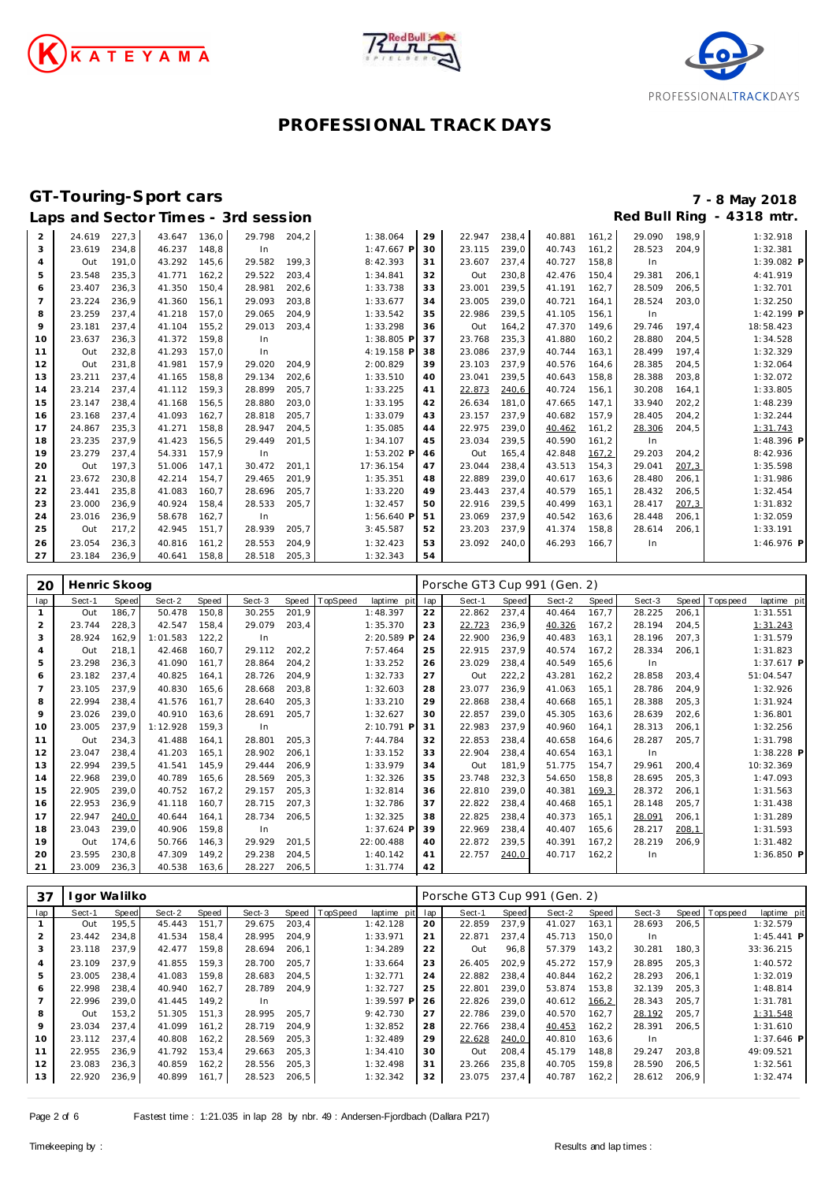# PROFESSIONAL TRACK DAYS

## GT-Touring-Sport cars

7 - 8 May 2018

### Laps and Sector Times - 3rd session

Red Bull Ring - 4318 mtr.

| lap | Sect-1 | Speed | Sect-2 | Speed | Sect-3 | Speed | TopSpeed | laptime pit | lap | Sect-1 | Speed | Sect-2 | Speed | Sect-3 | Speed | Topspeed | laptime pit |
|---|---|---|---|---|---|---|---|---|---|---|---|---|---|---|---|---|---|
| 2 | 24.619 | 227,3 | 43.647 | 136,0 | 29.798 | 204,2 | | 1:38.064 | 29 | 22.947 | 238,4 | 40.881 | 161,2 | 29.090 | 198,9 | | 1:32.918 |
| 3 | 23.619 | 234,8 | 46.237 | 148,8 | In | | | 1:47.667 P | 30 | 23.115 | 239,0 | 40.743 | 161,2 | 28.523 | 204,9 | | 1:32.381 |
| 4 | Out | 191,0 | 43.292 | 145,6 | 29.582 | 199,3 | | 8:42.393 | 31 | 23.607 | 237,4 | 40.727 | 158,8 | In | | | 1:39.082 P |
| 5 | 23.548 | 235,3 | 41.771 | 162,2 | 29.522 | 203,4 | | 1:34.841 | 32 | Out | 230,8 | 42.476 | 150,4 | 29.381 | 206,1 | | 4:41.919 |
| 6 | 23.407 | 236,3 | 41.350 | 150,4 | 28.981 | 202,6 | | 1:33.738 | 33 | 23.001 | 239,5 | 41.191 | 162,7 | 28.509 | 206,5 | | 1:32.701 |
| 7 | 23.224 | 236,9 | 41.360 | 156,1 | 29.093 | 203,8 | | 1:33.677 | 34 | 23.005 | 239,0 | 40.721 | 164,1 | 28.524 | 203,0 | | 1:32.250 |
| 8 | 23.259 | 237,4 | 41.218 | 157,0 | 29.065 | 204,9 | | 1:33.542 | 35 | 22.986 | 239,5 | 41.105 | 156,1 | In | | | 1:42.199 P |
| 9 | 23.181 | 237,4 | 41.104 | 155,2 | 29.013 | 203,4 | | 1:33.298 | 36 | Out | 164,2 | 47.370 | 149,6 | 29.746 | 197,4 | | 18:58.423 |
| 10 | 23.637 | 236,3 | 41.372 | 159,8 | In | | | 1:38.805 P | 37 | 23.768 | 235,3 | 41.880 | 160,2 | 28.880 | 204,5 | | 1:34.528 |
| 11 | Out | 232,8 | 41.293 | 157,0 | In | | | 4:19.158 P | 38 | 23.086 | 237,9 | 40.744 | 163,1 | 28.499 | 197,4 | | 1:32.329 |
| 12 | Out | 231,8 | 41.981 | 157,9 | 29.020 | 204,9 | | 2:00.829 | 39 | 23.103 | 237,9 | 40.576 | 164,6 | 28.385 | 204,5 | | 1:32.064 |
| 13 | 23.211 | 237,4 | 41.165 | 158,8 | 29.134 | 202,6 | | 1:33.510 | 40 | 23.041 | 239,5 | 40.643 | 158,8 | 28.388 | 203,8 | | 1:32.072 |
| 14 | 23.214 | 237,4 | 41.112 | 159,3 | 28.899 | 205,7 | | 1:33.225 | 41 | 22.873 | 240,6 | 40.724 | 156,1 | 30.208 | 164,1 | | 1:33.805 |
| 15 | 23.147 | 238,4 | 41.168 | 156,5 | 28.880 | 203,0 | | 1:33.195 | 42 | 26.634 | 181,0 | 47.665 | 147,1 | 33.940 | 202,2 | | 1:48.239 |
| 16 | 23.168 | 237,4 | 41.093 | 162,7 | 28.818 | 205,7 | | 1:33.079 | 43 | 23.157 | 237,9 | 40.682 | 157,9 | 28.405 | 204,2 | | 1:32.244 |
| 17 | 24.867 | 235,3 | 41.271 | 158,8 | 28.947 | 204,5 | | 1:35.085 | 44 | 22.975 | 239,0 | 40.462 | 161,2 | 28.306 | 204,5 | | 1:31.743 |
| 18 | 23.235 | 237,9 | 41.423 | 156,5 | 29.449 | 201,5 | | 1:34.107 | 45 | 23.034 | 239,5 | 40.590 | 161,2 | In | | | 1:48.396 P |
| 19 | 23.279 | 237,4 | 54.331 | 157,9 | In | | | 1:53.202 P | 46 | Out | 165,4 | 42.848 | 167,2 | 29.203 | 204,2 | | 8:42.936 |
| 20 | Out | 197,3 | 51.006 | 147,1 | 30.472 | 201,1 | | 17:36.154 | 47 | 23.044 | 238,4 | 43.513 | 154,3 | 29.041 | 207,3 | | 1:35.598 |
| 21 | 23.672 | 230,8 | 42.214 | 154,7 | 29.465 | 201,9 | | 1:35.351 | 48 | 22.889 | 239,0 | 40.617 | 163,6 | 28.480 | 206,1 | | 1:31.986 |
| 22 | 23.441 | 235,8 | 41.083 | 160,7 | 28.696 | 205,7 | | 1:33.220 | 49 | 23.443 | 237,4 | 40.579 | 165,1 | 28.432 | 206,5 | | 1:32.454 |
| 23 | 23.000 | 236,9 | 40.924 | 158,4 | 28.533 | 205,7 | | 1:32.457 | 50 | 22.916 | 239,5 | 40.499 | 163,1 | 28.417 | 207,3 | | 1:31.832 |
| 24 | 23.016 | 236,9 | 58.678 | 162,7 | In | | | 1:56.640 P | 51 | 23.069 | 237,9 | 40.542 | 163,6 | 28.448 | 206,1 | | 1:32.059 |
| 25 | Out | 217,2 | 42.945 | 151,7 | 28.939 | 205,7 | | 3:45.587 | 52 | 23.203 | 237,9 | 41.374 | 158,8 | 28.614 | 206,1 | | 1:33.191 |
| 26 | 23.054 | 236,3 | 40.816 | 161,2 | 28.553 | 204,9 | | 1:32.423 | 53 | 23.092 | 240,0 | 46.293 | 166,7 | In | | | 1:46.976 P |
| 27 | 23.184 | 236,9 | 40.641 | 158,8 | 28.518 | 205,3 | | 1:32.343 | 54 | | | | | | | | |

### 20 Henric Skoog — Porsche GT3 Cup 991 (Gen. 2)

| lap | Sect-1 | Speed | Sect-2 | Speed | Sect-3 | Speed | TopSpeed | laptime pit | lap | Sect-1 | Speed | Sect-2 | Speed | Sect-3 | Speed | Topspeed | laptime pit |
|---|---|---|---|---|---|---|---|---|---|---|---|---|---|---|---|---|---|
| 1 | Out | 186,7 | 50.478 | 150,8 | 30.255 | 201,9 | | 1:48.397 | 22 | 22.862 | 237,4 | 40.464 | 167,7 | 28.225 | 206,1 | | 1:31.551 |
| 2 | 23.744 | 228,3 | 42.547 | 158,4 | 29.079 | 203,4 | | 1:35.370 | 23 | 22.723 | 236,9 | 40.326 | 167,2 | 28.194 | 204,5 | | 1:31.243 |
| 3 | 28.924 | 162,9 | 1:01.583 | 122,2 | In | | | 2:20.589 P | 24 | 22.900 | 236,9 | 40.483 | 163,1 | 28.196 | 207,3 | | 1:31.579 |
| 4 | Out | 218,1 | 42.468 | 160,7 | 29.112 | 202,2 | | 7:57.464 | 25 | 22.915 | 237,9 | 40.574 | 167,2 | 28.334 | 206,1 | | 1:31.823 |
| 5 | 23.298 | 236,3 | 41.090 | 161,7 | 28.864 | 204,2 | | 1:33.252 | 26 | 23.029 | 238,4 | 40.549 | 165,6 | In | | | 1:37.617 P |
| 6 | 23.182 | 237,4 | 40.825 | 164,1 | 28.726 | 204,9 | | 1:32.733 | 27 | Out | 222,2 | 43.281 | 162,2 | 28.858 | 203,4 | | 51:04.547 |
| 7 | 23.105 | 237,9 | 40.830 | 165,6 | 28.668 | 203,8 | | 1:32.603 | 28 | 23.077 | 236,9 | 41.063 | 165,1 | 28.786 | 204,9 | | 1:32.926 |
| 8 | 22.994 | 238,4 | 41.576 | 161,7 | 28.640 | 205,3 | | 1:33.210 | 29 | 22.868 | 238,4 | 40.668 | 165,1 | 28.388 | 205,3 | | 1:31.924 |
| 9 | 23.026 | 239,0 | 40.910 | 163,6 | 28.691 | 205,7 | | 1:32.627 | 30 | 22.857 | 239,0 | 45.305 | 163,6 | 28.639 | 202,6 | | 1:36.801 |
| 10 | 23.005 | 237,9 | 1:12.928 | 159,3 | In | | | 2:10.791 P | 31 | 22.983 | 237,9 | 40.960 | 164,1 | 28.313 | 206,1 | | 1:32.256 |
| 11 | Out | 234,3 | 41.488 | 164,1 | 28.801 | 205,3 | | 7:44.784 | 32 | 22.853 | 238,4 | 40.658 | 164,6 | 28.287 | 205,7 | | 1:31.798 |
| 12 | 23.047 | 238,4 | 41.203 | 165,1 | 28.902 | 206,1 | | 1:33.152 | 33 | 22.904 | 238,4 | 40.654 | 163,1 | In | | | 1:38.228 P |
| 13 | 22.994 | 239,5 | 41.541 | 145,9 | 29.444 | 206,9 | | 1:33.979 | 34 | Out | 181,9 | 51.775 | 154,7 | 29.961 | 200,4 | | 10:32.369 |
| 14 | 22.968 | 239,0 | 40.789 | 165,6 | 28.569 | 205,3 | | 1:32.326 | 35 | 23.748 | 232,3 | 54.650 | 158,8 | 28.695 | 205,3 | | 1:47.093 |
| 15 | 22.905 | 239,0 | 40.752 | 167,2 | 29.157 | 205,3 | | 1:32.814 | 36 | 22.810 | 239,0 | 40.381 | 169,3 | 28.372 | 206,1 | | 1:31.563 |
| 16 | 22.953 | 236,9 | 41.118 | 160,7 | 28.715 | 207,3 | | 1:32.786 | 37 | 22.822 | 238,4 | 40.468 | 165,1 | 28.148 | 205,7 | | 1:31.438 |
| 17 | 22.947 | 240,0 | 40.644 | 164,1 | 28.734 | 206,5 | | 1:32.325 | 38 | 22.825 | 238,4 | 40.373 | 165,1 | 28.091 | 206,1 | | 1:31.289 |
| 18 | 23.043 | 239,0 | 40.906 | 159,8 | In | | | 1:37.624 P | 39 | 22.969 | 238,4 | 40.407 | 165,6 | 28.217 | 208,1 | | 1:31.593 |
| 19 | Out | 174,6 | 50.766 | 146,3 | 29.929 | 201,5 | | 22:00.488 | 40 | 22.872 | 239,5 | 40.391 | 167,2 | 28.219 | 206,9 | | 1:31.482 |
| 20 | 23.595 | 230,8 | 47.309 | 149,2 | 29.238 | 204,5 | | 1:40.142 | 41 | 22.757 | 240,0 | 40.717 | 162,2 | In | | | 1:36.850 P |
| 21 | 23.009 | 236,3 | 40.538 | 163,6 | 28.227 | 206,5 | | 1:31.774 | 42 | | | | | | | | |

### 37 Igor Walilko — Porsche GT3 Cup 991 (Gen. 2)

| lap | Sect-1 | Speed | Sect-2 | Speed | Sect-3 | Speed | TopSpeed | laptime pit | lap | Sect-1 | Speed | Sect-2 | Speed | Sect-3 | Speed | Topspeed | laptime pit |
|---|---|---|---|---|---|---|---|---|---|---|---|---|---|---|---|---|---|
| 1 | Out | 195,5 | 45.443 | 151,7 | 29.675 | 203,4 | | 1:42.128 | 20 | 22.859 | 237,9 | 41.027 | 163,1 | 28.693 | 206,5 | | 1:32.579 |
| 2 | 23.442 | 234,8 | 41.534 | 158,4 | 28.995 | 204,9 | | 1:33.971 | 21 | 22.871 | 237,4 | 45.713 | 150,0 | In | | | 1:45.441 P |
| 3 | 23.118 | 237,9 | 42.477 | 159,8 | 28.694 | 206,1 | | 1:34.289 | 22 | Out | 96,8 | 57.379 | 143,2 | 30.281 | 180,3 | | 33:36.215 |
| 4 | 23.109 | 237,9 | 41.855 | 159,3 | 28.700 | 205,7 | | 1:33.664 | 23 | 26.405 | 202,9 | 45.272 | 157,9 | 28.895 | 205,3 | | 1:40.572 |
| 5 | 23.005 | 238,4 | 41.083 | 159,8 | 28.683 | 204,5 | | 1:32.771 | 24 | 22.882 | 238,4 | 40.844 | 162,2 | 28.293 | 206,1 | | 1:32.019 |
| 6 | 22.998 | 238,4 | 40.940 | 162,7 | 28.789 | 204,9 | | 1:32.727 | 25 | 22.801 | 239,0 | 53.874 | 153,8 | 32.139 | 205,3 | | 1:48.814 |
| 7 | 22.996 | 239,0 | 41.445 | 149,2 | In | | | 1:39.597 P | 26 | 22.826 | 239,0 | 40.612 | 166,2 | 28.343 | 205,7 | | 1:31.781 |
| 8 | Out | 153,2 | 51.305 | 151,3 | 28.995 | 205,7 | | 9:42.730 | 27 | 22.786 | 239,0 | 40.570 | 162,7 | 28.192 | 205,7 | | 1:31.548 |
| 9 | 23.034 | 237,4 | 41.099 | 161,2 | 28.719 | 204,9 | | 1:32.852 | 28 | 22.766 | 238,4 | 40.453 | 162,2 | 28.391 | 206,5 | | 1:31.610 |
| 10 | 23.112 | 237,4 | 40.808 | 162,2 | 28.569 | 205,3 | | 1:32.489 | 29 | 22.628 | 240,0 | 40.810 | 163,6 | In | | | 1:37.646 P |
| 11 | 22.955 | 236,9 | 41.792 | 153,4 | 29.663 | 205,3 | | 1:34.410 | 30 | Out | 208,4 | 45.179 | 148,8 | 29.247 | 203,8 | | 49:09.521 |
| 12 | 23.083 | 236,3 | 40.859 | 162,2 | 28.556 | 205,3 | | 1:32.498 | 31 | 23.266 | 235,8 | 40.705 | 159,8 | 28.590 | 206,5 | | 1:32.561 |
| 13 | 22.920 | 236,9 | 40.899 | 161,7 | 28.523 | 206,5 | | 1:32.342 | 32 | 23.075 | 237,4 | 40.787 | 162,2 | 28.612 | 206,9 | | 1:32.474 |

Fastest time : 1:21.035 in lap 28 by nbr. 49 : Andersen-Fjordbach (Dallara P217)

Timekeeping by :

Results and lap times :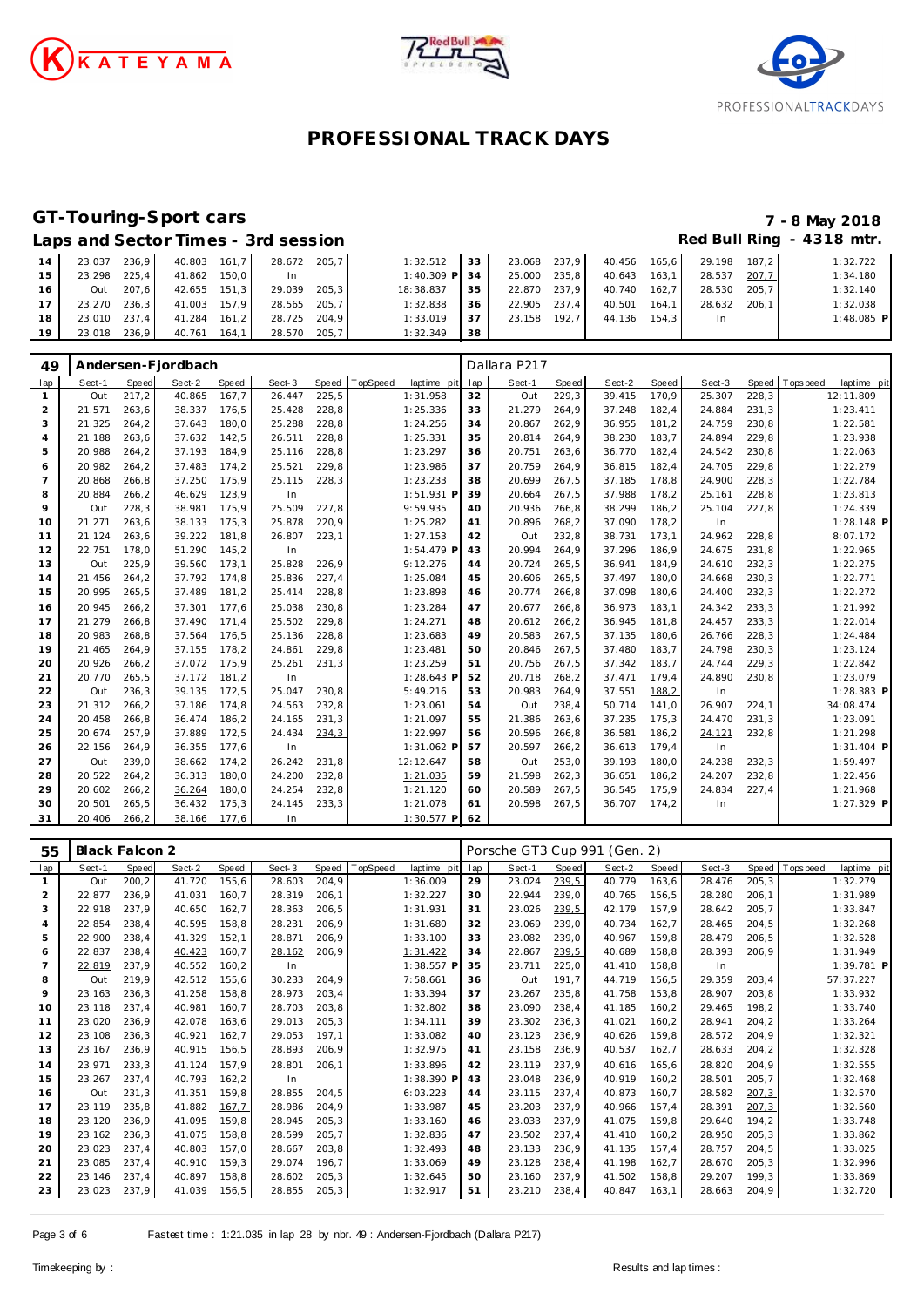# PROFESSIONAL TRACK DAYS

## GT-Touring-Sport cars

**7 - 8 May 2018**

### Laps and Sector Times - 3rd session

**Red Bull Ring - 4318 mtr.**

| lap | Sect-1 | Speed | Sect-2 | Speed | Sect-3 | Speed | TopSpeed | laptime pit | lap | Sect-1 | Speed | Sect-2 | Speed | Sect-3 | Speed | Topspeed | laptime pit |
|---|---|---|---|---|---|---|---|---|---|---|---|---|---|---|---|---|---|
| 14 | 23.037 | 236,9 | 40.803 | 161,7 | 28.672 | 205,7 | | 1:32.512 | 33 | 23.068 | 237,9 | 40.456 | 165,6 | 29.198 | 187,2 | | 1:32.722 |
| 15 | 23.298 | 225,4 | 41.862 | 150,0 | In | | | 1:40.309 P | 34 | 25.000 | 235,8 | 40.643 | 163,1 | 28.537 | 207,7 | | 1:34.180 |
| 16 | Out | 207,6 | 42.655 | 151,3 | 29.039 | 205,3 | | 18:38.837 | 35 | 22.870 | 237,9 | 40.740 | 162,7 | 28.530 | 205,7 | | 1:32.140 |
| 17 | 23.270 | 236,3 | 41.003 | 157,9 | 28.565 | 205,7 | | 1:32.838 | 36 | 22.905 | 237,4 | 40.501 | 164,1 | 28.632 | 206,1 | | 1:32.038 |
| 18 | 23.010 | 237,4 | 41.284 | 161,2 | 28.725 | 204,9 | | 1:33.019 | 37 | 23.158 | 192,7 | 44.136 | 154,3 | In | | | 1:48.085 P |
| 19 | 23.018 | 236,9 | 40.761 | 164,1 | 28.570 | 205,7 | | 1:32.349 | 38 | | | | | | | | |

### 49 Andersen-Fjordbach — Dallara P217

| lap | Sect-1 | Speed | Sect-2 | Speed | Sect-3 | Speed | TopSpeed | laptime pit | lap | Sect-1 | Speed | Sect-2 | Speed | Sect-3 | Speed | Topspeed | laptime pit |
|---|---|---|---|---|---|---|---|---|---|---|---|---|---|---|---|---|---|
| 1 | Out | 217,2 | 40.865 | 167,7 | 26.447 | 225,5 | | 1:31.958 | 32 | Out | 229,3 | 39.415 | 170,9 | 25.307 | 228,3 | | 12:11.809 |
| 2 | 21.571 | 263,6 | 38.337 | 176,5 | 25.428 | 228,8 | | 1:25.336 | 33 | 21.279 | 264,9 | 37.248 | 182,4 | 24.884 | 231,3 | | 1:23.411 |
| 3 | 21.325 | 264,2 | 37.643 | 180,0 | 25.288 | 228,8 | | 1:24.256 | 34 | 20.867 | 262,9 | 36.955 | 181,2 | 24.759 | 230,8 | | 1:22.581 |
| 4 | 21.188 | 263,6 | 37.632 | 142,5 | 26.511 | 228,8 | | 1:25.331 | 35 | 20.814 | 264,9 | 38.230 | 183,7 | 24.894 | 229,8 | | 1:23.938 |
| 5 | 20.988 | 264,2 | 37.193 | 184,9 | 25.116 | 228,8 | | 1:23.297 | 36 | 20.751 | 263,6 | 36.770 | 182,4 | 24.542 | 230,8 | | 1:22.063 |
| 6 | 20.982 | 264,2 | 37.483 | 174,2 | 25.521 | 229,8 | | 1:23.986 | 37 | 20.759 | 264,9 | 36.815 | 182,4 | 24.705 | 229,8 | | 1:22.279 |
| 7 | 20.868 | 266,8 | 37.250 | 175,9 | 25.115 | 228,3 | | 1:23.233 | 38 | 20.699 | 267,5 | 37.185 | 178,8 | 24.900 | 228,3 | | 1:22.784 |
| 8 | 20.884 | 266,2 | 46.629 | 123,9 | In | | | 1:51.931 P | 39 | 20.664 | 267,5 | 37.988 | 178,2 | 25.161 | 228,8 | | 1:23.813 |
| 9 | Out | 228,3 | 38.981 | 175,9 | 25.509 | 227,8 | | 9:59.935 | 40 | 20.936 | 266,8 | 38.299 | 186,2 | 25.104 | 227,8 | | 1:24.339 |
| 10 | 21.271 | 263,6 | 38.133 | 175,3 | 25.878 | 220,9 | | 1:25.282 | 41 | 20.896 | 268,2 | 37.090 | 178,2 | In | | | 1:28.148 P |
| 11 | 21.124 | 263,6 | 39.222 | 181,8 | 26.807 | 223,1 | | 1:27.153 | 42 | Out | 232,8 | 38.731 | 173,1 | 24.962 | 228,8 | | 8:07.172 |
| 12 | 22.751 | 178,0 | 51.290 | 145,2 | In | | | 1:54.479 P | 43 | 20.994 | 264,9 | 37.296 | 186,9 | 24.675 | 231,8 | | 1:22.965 |
| 13 | Out | 225,9 | 39.560 | 173,1 | 25.828 | 226,9 | | 9:12.276 | 44 | 20.724 | 265,5 | 36.941 | 184,9 | 24.610 | 232,3 | | 1:22.275 |
| 14 | 21.456 | 264,2 | 37.792 | 174,8 | 25.836 | 227,4 | | 1:25.084 | 45 | 20.606 | 265,5 | 37.497 | 180,0 | 24.668 | 230,3 | | 1:22.771 |
| 15 | 20.995 | 265,5 | 37.489 | 181,2 | 25.414 | 228,8 | | 1:23.898 | 46 | 20.774 | 266,8 | 37.098 | 180,6 | 24.400 | 232,3 | | 1:22.272 |
| 16 | 20.945 | 266,2 | 37.301 | 177,6 | 25.038 | 230,8 | | 1:23.284 | 47 | 20.677 | 266,8 | 36.973 | 183,1 | 24.342 | 233,3 | | 1:21.992 |
| 17 | 21.279 | 266,8 | 37.490 | 171,4 | 25.502 | 229,8 | | 1:24.271 | 48 | 20.612 | 266,2 | 36.945 | 181,8 | 24.457 | 233,3 | | 1:22.014 |
| 18 | 20.983 | 268,8 | 37.564 | 176,5 | 25.136 | 228,8 | | 1:23.683 | 49 | 20.583 | 267,5 | 37.135 | 180,6 | 26.766 | 228,3 | | 1:24.484 |
| 19 | 21.465 | 264,9 | 37.155 | 178,2 | 24.861 | 229,8 | | 1:23.481 | 50 | 20.846 | 267,5 | 37.480 | 183,7 | 24.798 | 230,3 | | 1:23.124 |
| 20 | 20.926 | 266,2 | 37.072 | 175,9 | 25.261 | 231,3 | | 1:23.259 | 51 | 20.756 | 267,5 | 37.342 | 183,7 | 24.744 | 229,3 | | 1:22.842 |
| 21 | 20.770 | 265,5 | 37.172 | 181,2 | In | | | 1:28.643 P | 52 | 20.718 | 268,2 | 37.471 | 179,4 | 24.890 | 230,8 | | 1:23.079 |
| 22 | Out | 236,3 | 39.135 | 172,5 | 25.047 | 230,8 | | 5:49.216 | 53 | 20.983 | 264,9 | 37.551 | 188,2 | In | | | 1:28.383 P |
| 23 | 21.312 | 266,2 | 37.186 | 174,8 | 24.563 | 232,8 | | 1:23.061 | 54 | Out | 238,4 | 50.714 | 141,0 | 26.907 | 224,1 | | 34:08.474 |
| 24 | 20.458 | 266,8 | 36.474 | 186,2 | 24.165 | 231,3 | | 1:21.097 | 55 | 21.386 | 263,6 | 37.235 | 175,3 | 24.470 | 231,3 | | 1:23.091 |
| 25 | 20.674 | 257,9 | 37.889 | 172,5 | 24.434 | 234,3 | | 1:22.997 | 56 | 20.596 | 266,8 | 36.581 | 186,2 | 24.121 | 232,8 | | 1:21.298 |
| 26 | 22.156 | 264,9 | 36.355 | 177,6 | In | | | 1:31.062 P | 57 | 20.597 | 266,2 | 36.613 | 179,4 | In | | | 1:31.404 P |
| 27 | Out | 239,0 | 38.662 | 174,2 | 26.242 | 231,8 | | 12:12.647 | 58 | Out | 253,0 | 39.193 | 180,0 | 24.238 | 232,3 | | 1:59.497 |
| 28 | 20.522 | 264,2 | 36.313 | 180,0 | 24.200 | 232,8 | | 1:21.035 | 59 | 21.598 | 262,3 | 36.651 | 186,2 | 24.207 | 232,8 | | 1:22.456 |
| 29 | 20.602 | 266,2 | 36.264 | 180,0 | 24.254 | 232,8 | | 1:21.120 | 60 | 20.589 | 267,5 | 36.545 | 175,9 | 24.834 | 227,4 | | 1:21.968 |
| 30 | 20.501 | 265,5 | 36.432 | 175,3 | 24.145 | 233,3 | | 1:21.078 | 61 | 20.598 | 267,5 | 36.707 | 174,2 | In | | | 1:27.329 P |
| 31 | 20.406 | 266,2 | 38.166 | 177,6 | In | | | 1:30.577 P | 62 | | | | | | | | |

### 55 Black Falcon 2 — Porsche GT3 Cup 991 (Gen. 2)

| lap | Sect-1 | Speed | Sect-2 | Speed | Sect-3 | Speed | TopSpeed | laptime pit | lap | Sect-1 | Speed | Sect-2 | Speed | Sect-3 | Speed | Topspeed | laptime pit |
|---|---|---|---|---|---|---|---|---|---|---|---|---|---|---|---|---|---|
| 1 | Out | 200,2 | 41.720 | 155,6 | 28.603 | 204,9 | | 1:36.009 | 29 | 23.024 | 239,5 | 40.779 | 163,6 | 28.476 | 205,3 | | 1:32.279 |
| 2 | 22.877 | 236,9 | 41.031 | 160,7 | 28.319 | 206,1 | | 1:32.227 | 30 | 22.944 | 239,0 | 40.765 | 156,5 | 28.280 | 206,1 | | 1:31.989 |
| 3 | 22.918 | 237,9 | 40.650 | 162,7 | 28.363 | 206,5 | | 1:31.931 | 31 | 23.026 | 239,5 | 42.179 | 157,9 | 28.642 | 205,7 | | 1:33.847 |
| 4 | 22.854 | 238,4 | 40.595 | 158,8 | 28.231 | 206,9 | | 1:31.680 | 32 | 23.069 | 239,0 | 40.734 | 162,7 | 28.465 | 204,5 | | 1:32.268 |
| 5 | 22.900 | 238,4 | 41.329 | 152,1 | 28.871 | 206,9 | | 1:33.100 | 33 | 23.082 | 239,0 | 40.967 | 159,8 | 28.479 | 206,5 | | 1:32.528 |
| 6 | 22.837 | 238,4 | 40.423 | 160,7 | 28.162 | 206,9 | | 1:31.422 | 34 | 22.867 | 239,5 | 40.689 | 158,8 | 28.393 | 206,9 | | 1:31.949 |
| 7 | 22.819 | 237,9 | 40.552 | 160,2 | In | | | 1:38.557 P | 35 | 23.711 | 225,0 | 41.410 | 158,8 | In | | | 1:39.781 P |
| 8 | Out | 219,9 | 42.512 | 155,6 | 30.233 | 204,9 | | 7:58.661 | 36 | Out | 191,7 | 44.719 | 156,5 | 29.359 | 203,4 | | 57:37.227 |
| 9 | 23.163 | 236,3 | 41.258 | 158,8 | 28.973 | 203,4 | | 1:33.394 | 37 | 23.267 | 235,8 | 41.758 | 153,8 | 28.907 | 203,8 | | 1:33.932 |
| 10 | 23.118 | 237,4 | 40.981 | 160,7 | 28.703 | 203,8 | | 1:32.802 | 38 | 23.090 | 238,4 | 41.185 | 160,2 | 29.465 | 198,2 | | 1:33.740 |
| 11 | 23.020 | 236,9 | 42.078 | 163,6 | 29.013 | 205,3 | | 1:34.111 | 39 | 23.302 | 236,3 | 41.021 | 160,2 | 28.941 | 204,2 | | 1:33.264 |
| 12 | 23.108 | 236,3 | 40.921 | 162,7 | 29.053 | 197,1 | | 1:33.082 | 40 | 23.123 | 236,9 | 40.626 | 159,8 | 28.572 | 204,9 | | 1:32.321 |
| 13 | 23.167 | 236,9 | 40.915 | 156,5 | 28.893 | 206,9 | | 1:32.975 | 41 | 23.158 | 236,9 | 40.537 | 162,7 | 28.633 | 204,2 | | 1:32.328 |
| 14 | 23.971 | 233,3 | 41.124 | 157,9 | 28.801 | 206,1 | | 1:33.896 | 42 | 23.119 | 237,9 | 40.616 | 165,6 | 28.820 | 204,9 | | 1:32.555 |
| 15 | 23.267 | 237,4 | 40.793 | 162,2 | In | | | 1:38.390 P | 43 | 23.048 | 236,9 | 40.919 | 160,2 | 28.501 | 205,7 | | 1:32.468 |
| 16 | Out | 231,3 | 41.351 | 159,8 | 28.855 | 204,5 | | 6:03.223 | 44 | 23.115 | 237,4 | 40.873 | 160,7 | 28.582 | 207,3 | | 1:32.570 |
| 17 | 23.119 | 235,8 | 41.882 | 167,7 | 28.986 | 204,9 | | 1:33.987 | 45 | 23.203 | 237,9 | 40.966 | 157,4 | 28.391 | 207,3 | | 1:32.560 |
| 18 | 23.120 | 236,9 | 41.095 | 159,8 | 28.945 | 205,3 | | 1:33.160 | 46 | 23.033 | 237,9 | 41.075 | 159,8 | 29.640 | 194,2 | | 1:33.748 |
| 19 | 23.162 | 236,3 | 41.075 | 158,8 | 28.599 | 205,7 | | 1:32.836 | 47 | 23.502 | 237,4 | 41.410 | 160,2 | 28.950 | 205,3 | | 1:33.862 |
| 20 | 23.023 | 237,4 | 40.803 | 157,0 | 28.667 | 203,8 | | 1:32.493 | 48 | 23.133 | 236,9 | 41.135 | 157,4 | 28.757 | 204,5 | | 1:33.025 |
| 21 | 23.085 | 237,4 | 40.910 | 159,3 | 29.074 | 196,7 | | 1:33.069 | 49 | 23.128 | 238,4 | 41.198 | 162,7 | 28.670 | 205,3 | | 1:32.996 |
| 22 | 23.146 | 237,4 | 40.897 | 158,8 | 28.602 | 205,3 | | 1:32.645 | 50 | 23.160 | 237,9 | 41.502 | 158,8 | 29.207 | 199,3 | | 1:33.869 |
| 23 | 23.023 | 237,9 | 41.039 | 156,5 | 28.855 | 205,3 | | 1:32.917 | 51 | 23.210 | 238,4 | 40.847 | 163,1 | 28.663 | 204,9 | | 1:32.720 |

Fastest time : 1:21.035 in lap 28 by nbr. 49 : Andersen-Fjordbach (Dallara P217)

Timekeeping by : Results and lap times :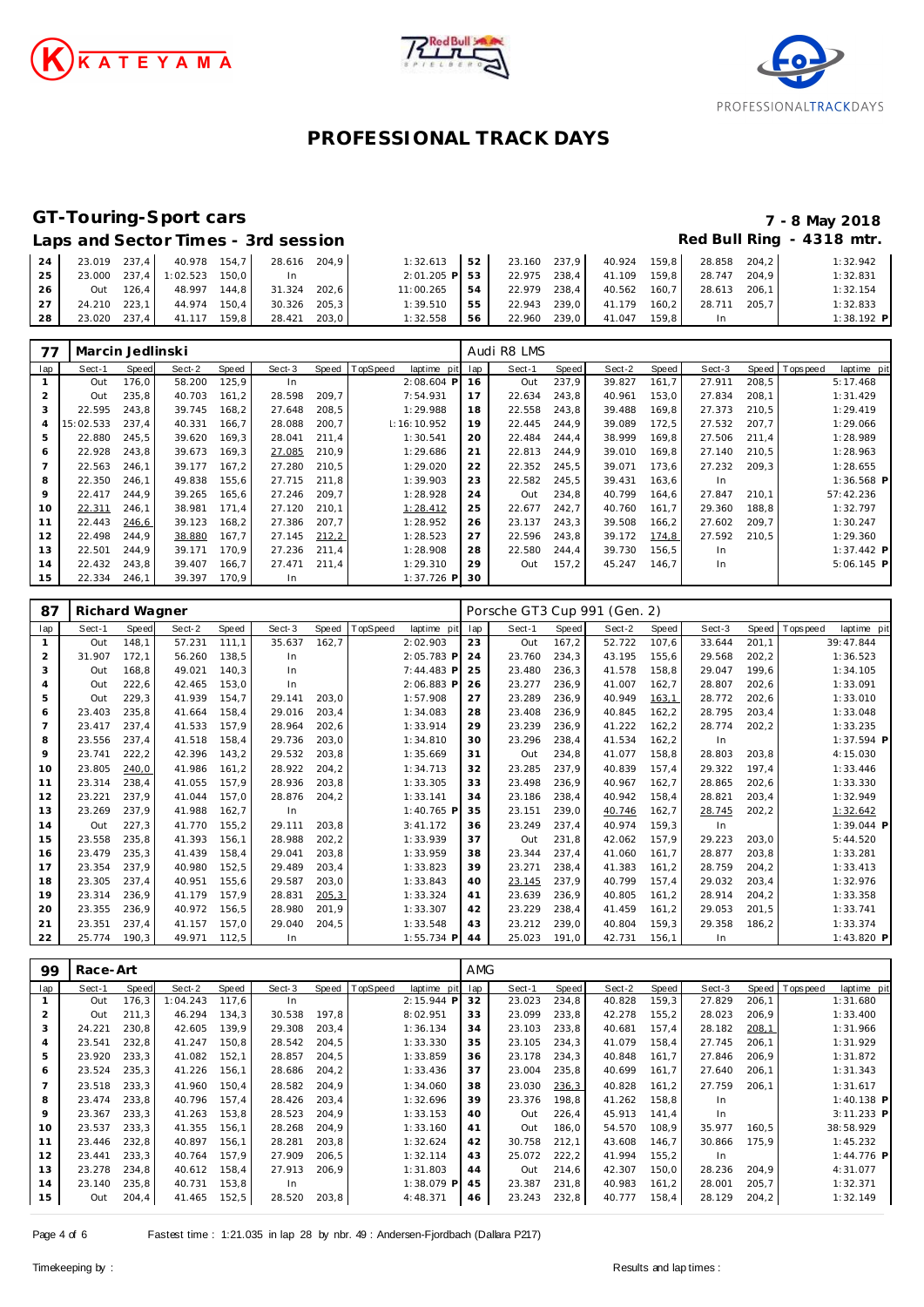# PROFESSIONAL TRACK DAYS

## GT-Touring-Sport cars

**7 - 8 May 2018**

### Laps and Sector Times - 3rd session

**Red Bull Ring - 4318 mtr.**

| lap | Sect-1 | Speed | Sect-2 | Speed | Sect-3 | Speed | TopSpeed | laptime pit | lap | Sect-1 | Speed | Sect-2 | Speed | Sect-3 | Speed | Topspeed | laptime pit |
|---|---|---|---|---|---|---|---|---|---|---|---|---|---|---|---|---|---|
| 24 | 23.019 | 237,4 | 40.978 | 154,7 | 28.616 | 204,9 | | 1:32.613 | 52 | 23.160 | 237,9 | 40.924 | 159,8 | 28.858 | 204,2 | | 1:32.942 |
| 25 | 23.000 | 237,4 | 1:02.523 | 150,0 | In | | | 2:01.205 P | 53 | 22.975 | 238,4 | 41.109 | 159,8 | 28.747 | 204,9 | | 1:32.831 |
| 26 | Out | 126,4 | 48.997 | 144,8 | 31.324 | 202,6 | | 11:00.265 | 54 | 22.979 | 238,4 | 40.562 | 160,7 | 28.613 | 206,1 | | 1:32.154 |
| 27 | 24.210 | 223,1 | 44.974 | 150,4 | 30.326 | 205,3 | | 1:39.510 | 55 | 22.943 | 239,0 | 41.179 | 160,2 | 28.711 | 205,7 | | 1:32.833 |
| 28 | 23.020 | 237,4 | 41.117 | 159,8 | 28.421 | 203,0 | | 1:32.558 | 56 | 22.960 | 239,0 | 41.047 | 159,8 | In | | | 1:38.192 P |

**77 Marcin Jedlinski — Audi R8 LMS**

| lap | Sect-1 | Speed | Sect-2 | Speed | Sect-3 | Speed | TopSpeed | laptime pit | lap | Sect-1 | Speed | Sect-2 | Speed | Sect-3 | Speed | Topspeed | laptime pit |
|---|---|---|---|---|---|---|---|---|---|---|---|---|---|---|---|---|---|
| 1 | Out | 176,0 | 58.200 | 125,9 | In | | | 2:08.604 P | 16 | Out | 237,9 | 39.827 | 161,7 | 27.911 | 208,5 | | 5:17.468 |
| 2 | Out | 235,8 | 40.703 | 161,2 | 28.598 | 209,7 | | 7:54.931 | 17 | 22.634 | 243,8 | 40.961 | 153,0 | 27.834 | 208,1 | | 1:31.429 |
| 3 | 22.595 | 243,8 | 39.745 | 168,2 | 27.648 | 208,5 | | 1:29.988 | 18 | 22.558 | 243,8 | 39.488 | 169,8 | 27.373 | 210,5 | | 1:29.419 |
| 4 | 15:02.533 | 237,4 | 40.331 | 166,7 | 28.088 | 200,7 | | 16:10.952 | 19 | 22.445 | 244,9 | 39.089 | 172,5 | 27.532 | 207,7 | | 1:29.066 |
| 5 | 22.880 | 245,5 | 39.620 | 169,3 | 28.041 | 211,4 | | 1:30.541 | 20 | 22.484 | 244,4 | 38.999 | 169,8 | 27.506 | 211,4 | | 1:28.989 |
| 6 | 22.928 | 243,8 | 39.673 | 169,3 | 27.085 | 210,9 | | 1:29.686 | 21 | 22.813 | 244,9 | 39.010 | 169,8 | 27.140 | 210,5 | | 1:28.963 |
| 7 | 22.563 | 246,1 | 39.177 | 167,2 | 27.280 | 210,5 | | 1:29.020 | 22 | 22.352 | 245,5 | 39.071 | 173,6 | 27.232 | 209,3 | | 1:28.655 |
| 8 | 22.350 | 246,1 | 49.838 | 155,6 | 27.715 | 211,8 | | 1:39.903 | 23 | 22.582 | 245,5 | 39.431 | 163,6 | In | | | 1:36.568 P |
| 9 | 22.417 | 244,9 | 39.265 | 165,6 | 27.246 | 209,7 | | 1:28.928 | 24 | Out | 234,8 | 40.799 | 164,6 | 27.847 | 210,1 | | 57:42.236 |
| 10 | 22.311 | 246,1 | 38.981 | 171,4 | 27.120 | 210,1 | | 1:28.412 | 25 | 22.677 | 242,7 | 40.760 | 161,7 | 29.360 | 188,8 | | 1:32.797 |
| 11 | 22.443 | 246,6 | 39.123 | 168,2 | 27.386 | 207,7 | | 1:28.952 | 26 | 23.137 | 243,3 | 39.508 | 166,2 | 27.602 | 209,7 | | 1:30.247 |
| 12 | 22.498 | 244,9 | 38.880 | 167,7 | 27.145 | 212,2 | | 1:28.523 | 27 | 22.596 | 243,8 | 39.172 | 174,8 | 27.592 | 210,5 | | 1:29.360 |
| 13 | 22.501 | 244,9 | 39.171 | 170,9 | 27.236 | 211,4 | | 1:28.908 | 28 | 22.580 | 244,4 | 39.730 | 156,5 | In | | | 1:37.442 P |
| 14 | 22.432 | 243,8 | 39.407 | 166,7 | 27.471 | 211,4 | | 1:29.310 | 29 | Out | 157,2 | 45.247 | 146,7 | In | | | 5:06.145 P |
| 15 | 22.334 | 246,1 | 39.397 | 170,9 | In | | | 1:37.726 P | 30 | | | | | | | | |

**87 Richard Wagner — Porsche GT3 Cup 991 (Gen. 2)**

| lap | Sect-1 | Speed | Sect-2 | Speed | Sect-3 | Speed | TopSpeed | laptime pit | lap | Sect-1 | Speed | Sect-2 | Speed | Sect-3 | Speed | Topspeed | laptime pit |
|---|---|---|---|---|---|---|---|---|---|---|---|---|---|---|---|---|---|
| 1 | Out | 148,1 | 57.231 | 111,1 | 35.637 | 162,7 | | 2:02.903 | 23 | Out | 167,2 | 52.722 | 107,6 | 33.644 | 201,1 | | 39:47.844 |
| 2 | 31.907 | 172,1 | 56.260 | 138,5 | In | | | 2:05.783 P | 24 | 23.760 | 234,3 | 43.195 | 155,6 | 29.568 | 202,2 | | 1:36.523 |
| 3 | Out | 168,8 | 49.021 | 140,3 | In | | | 7:44.483 P | 25 | 23.480 | 236,3 | 41.578 | 158,8 | 29.047 | 199,6 | | 1:34.105 |
| 4 | Out | 222,6 | 42.465 | 153,0 | In | | | 2:06.883 P | 26 | 23.277 | 236,9 | 41.007 | 162,7 | 28.807 | 202,6 | | 1:33.091 |
| 5 | Out | 229,3 | 41.939 | 154,7 | 29.141 | 203,0 | | 1:57.908 | 27 | 23.289 | 236,9 | 40.949 | 163,1 | 28.772 | 202,6 | | 1:33.010 |
| 6 | 23.403 | 235,8 | 41.664 | 158,4 | 29.016 | 203,4 | | 1:34.083 | 28 | 23.408 | 236,9 | 40.845 | 162,2 | 28.795 | 203,4 | | 1:33.048 |
| 7 | 23.417 | 237,4 | 41.533 | 157,9 | 28.964 | 202,6 | | 1:33.914 | 29 | 23.239 | 236,9 | 41.222 | 162,2 | 28.774 | 202,2 | | 1:33.235 |
| 8 | 23.556 | 237,4 | 41.518 | 158,4 | 29.736 | 203,0 | | 1:34.810 | 30 | 23.296 | 238,4 | 41.534 | 162,2 | In | | | 1:37.594 P |
| 9 | 23.741 | 222,2 | 42.396 | 143,2 | 29.532 | 203,8 | | 1:35.669 | 31 | Out | 234,8 | 41.077 | 158,8 | 28.803 | 203,8 | | 4:15.030 |
| 10 | 23.805 | 240,0 | 41.986 | 161,2 | 28.922 | 204,2 | | 1:34.713 | 32 | 23.285 | 237,9 | 40.839 | 157,4 | 29.322 | 197,4 | | 1:33.446 |
| 11 | 23.314 | 238,4 | 41.055 | 157,9 | 28.936 | 203,8 | | 1:33.305 | 33 | 23.498 | 236,9 | 40.967 | 162,7 | 28.865 | 202,6 | | 1:33.330 |
| 12 | 23.221 | 237,9 | 41.044 | 157,0 | 28.876 | 204,2 | | 1:33.141 | 34 | 23.186 | 238,4 | 40.942 | 158,4 | 28.821 | 203,4 | | 1:32.949 |
| 13 | 23.269 | 237,9 | 41.988 | 162,7 | In | | | 1:40.765 P | 35 | 23.151 | 239,0 | 40.746 | 162,7 | 28.745 | 202,2 | | 1:32.642 |
| 14 | Out | 227,3 | 41.770 | 155,2 | 29.111 | 203,8 | | 3:41.172 | 36 | 23.249 | 237,4 | 40.974 | 159,3 | In | | | 1:39.044 P |
| 15 | 23.558 | 235,8 | 41.393 | 156,1 | 28.988 | 202,2 | | 1:33.939 | 37 | Out | 231,8 | 42.062 | 157,9 | 29.223 | 203,0 | | 5:44.520 |
| 16 | 23.479 | 235,3 | 41.439 | 158,4 | 29.041 | 203,8 | | 1:33.959 | 38 | 23.344 | 237,4 | 41.060 | 161,7 | 28.877 | 203,8 | | 1:33.281 |
| 17 | 23.354 | 237,9 | 40.980 | 152,5 | 29.489 | 203,4 | | 1:33.823 | 39 | 23.271 | 238,4 | 41.383 | 161,2 | 28.759 | 204,2 | | 1:33.413 |
| 18 | 23.305 | 237,4 | 40.951 | 155,6 | 29.587 | 203,0 | | 1:33.843 | 40 | 23.145 | 237,9 | 40.799 | 157,4 | 29.032 | 203,4 | | 1:32.976 |
| 19 | 23.314 | 236,9 | 41.179 | 157,9 | 28.831 | 205,3 | | 1:33.324 | 41 | 23.639 | 236,9 | 40.805 | 161,2 | 28.914 | 204,2 | | 1:33.358 |
| 20 | 23.355 | 236,9 | 40.972 | 156,5 | 28.980 | 201,9 | | 1:33.307 | 42 | 23.229 | 238,4 | 41.459 | 161,2 | 29.053 | 201,5 | | 1:33.741 |
| 21 | 23.351 | 237,4 | 41.157 | 157,0 | 29.040 | 204,5 | | 1:33.548 | 43 | 23.212 | 239,0 | 40.804 | 159,3 | 29.358 | 186,2 | | 1:33.374 |
| 22 | 25.774 | 190,3 | 49.971 | 112,5 | In | | | 1:55.734 P | 44 | 25.023 | 191,0 | 42.731 | 156,1 | In | | | 1:43.820 P |

**99 Race-Art — AMG**

| lap | Sect-1 | Speed | Sect-2 | Speed | Sect-3 | Speed | TopSpeed | laptime pit | lap | Sect-1 | Speed | Sect-2 | Speed | Sect-3 | Speed | Topspeed | laptime pit |
|---|---|---|---|---|---|---|---|---|---|---|---|---|---|---|---|---|---|
| 1 | Out | 176,3 | 1:04.243 | 117,6 | In | | | 2:15.944 P | 32 | 23.023 | 234,8 | 40.828 | 159,3 | 27.829 | 206,1 | | 1:31.680 |
| 2 | Out | 211,3 | 46.294 | 134,3 | 30.538 | 197,8 | | 8:02.951 | 33 | 23.099 | 233,8 | 42.278 | 155,2 | 28.023 | 206,9 | | 1:33.400 |
| 3 | 24.221 | 230,8 | 42.605 | 139,9 | 29.308 | 203,4 | | 1:36.134 | 34 | 23.103 | 233,8 | 40.681 | 157,4 | 28.182 | 208,1 | | 1:31.966 |
| 4 | 23.541 | 232,8 | 41.247 | 150,8 | 28.542 | 204,5 | | 1:33.330 | 35 | 23.105 | 234,3 | 41.079 | 158,4 | 27.745 | 206,1 | | 1:31.929 |
| 5 | 23.920 | 233,3 | 41.082 | 152,1 | 28.857 | 204,5 | | 1:33.859 | 36 | 23.178 | 234,3 | 40.848 | 161,7 | 27.846 | 206,9 | | 1:31.872 |
| 6 | 23.524 | 235,3 | 41.226 | 156,1 | 28.686 | 204,2 | | 1:33.436 | 37 | 23.004 | 235,8 | 40.699 | 161,7 | 27.640 | 206,1 | | 1:31.343 |
| 7 | 23.518 | 233,3 | 41.960 | 150,4 | 28.582 | 204,9 | | 1:34.060 | 38 | 23.030 | 236,3 | 40.828 | 161,2 | 27.759 | 206,1 | | 1:31.617 |
| 8 | 23.474 | 233,8 | 40.796 | 157,4 | 28.426 | 203,4 | | 1:32.696 | 39 | 23.376 | 198,8 | 41.262 | 158,8 | In | | | 1:40.138 P |
| 9 | 23.367 | 233,3 | 41.263 | 153,8 | 28.523 | 204,9 | | 1:33.153 | 40 | Out | 226,4 | 45.913 | 141,4 | In | | | 3:11.233 P |
| 10 | 23.537 | 233,3 | 41.355 | 156,1 | 28.268 | 204,9 | | 1:33.160 | 41 | Out | 186,0 | 54.570 | 108,9 | 35.977 | 160,5 | | 38:58.929 |
| 11 | 23.446 | 232,8 | 40.897 | 156,1 | 28.281 | 203,8 | | 1:32.624 | 42 | 30.758 | 212,1 | 43.608 | 146,7 | 30.866 | 175,9 | | 1:45.232 |
| 12 | 23.441 | 233,3 | 40.764 | 157,9 | 27.909 | 206,5 | | 1:32.114 | 43 | 25.072 | 222,2 | 41.994 | 155,2 | In | | | 1:44.776 P |
| 13 | 23.278 | 234,8 | 40.612 | 158,4 | 27.913 | 206,9 | | 1:31.803 | 44 | Out | 214,6 | 42.307 | 150,0 | 28.236 | 204,9 | | 4:31.077 |
| 14 | 23.140 | 235,8 | 40.731 | 153,8 | In | | | 1:38.079 P | 45 | 23.387 | 231,8 | 40.983 | 161,2 | 28.001 | 205,7 | | 1:32.371 |
| 15 | Out | 204,4 | 41.465 | 152,5 | 28.520 | 203,8 | | 4:48.371 | 46 | 23.243 | 232,8 | 40.777 | 158,4 | 28.129 | 204,2 | | 1:32.149 |

Fastest time : 1:21.035 in lap 28 by nbr. 49 : Andersen-Fjordbach (Dallara P217)

Timekeeping by : Results and lap times :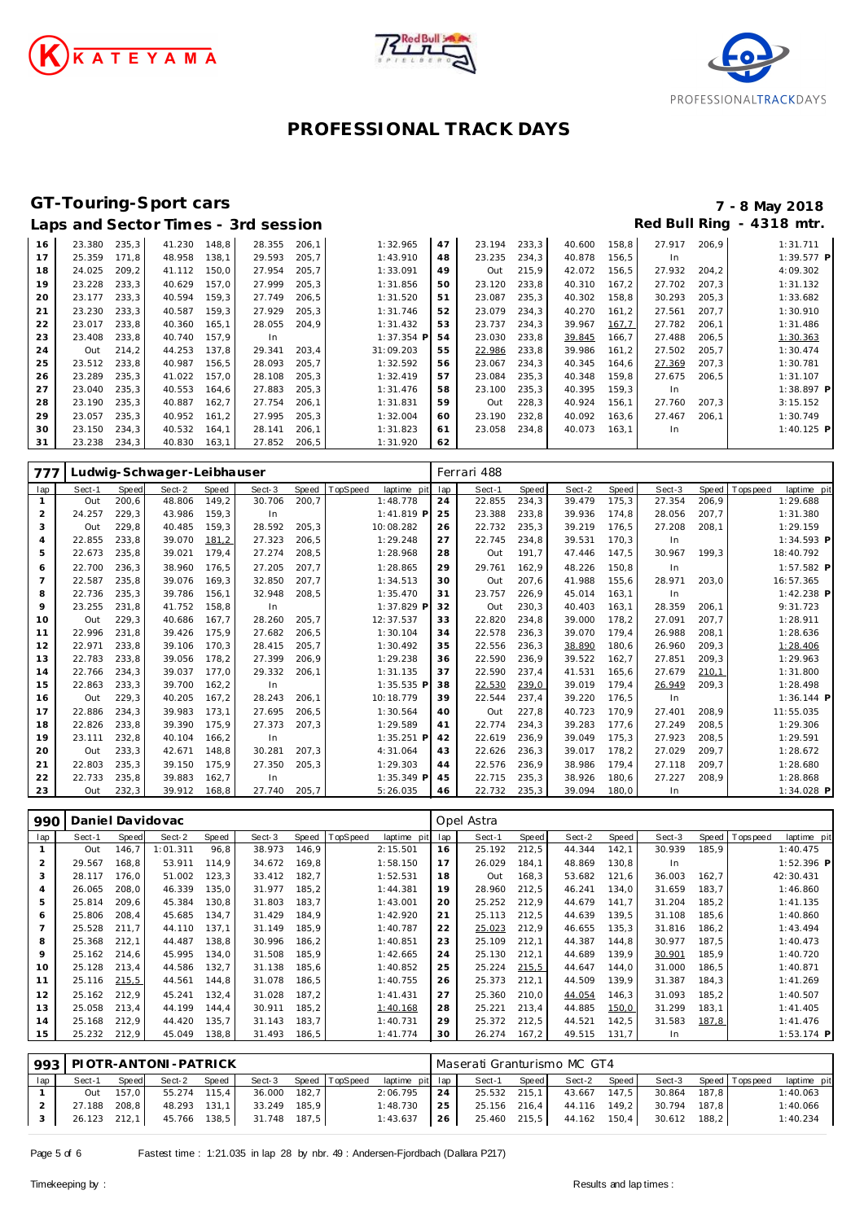# PROFESSIONAL TRACK DAYS

## GT-Touring-Sport cars

**7 - 8 May 2018**

### Laps and Sector Times - 3rd session

**Red Bull Ring - 4318 mtr.**

| lap | Sect-1 | Speed | Sect-2 | Speed | Sect-3 | Speed | TopSpeed | laptime pit | lap | Sect-1 | Speed | Sect-2 | Speed | Sect-3 | Speed | Topspeed | laptime pit |
|---|---|---|---|---|---|---|---|---|---|---|---|---|---|---|---|---|---|
| 16 | 23.380 | 235,3 | 41.230 | 148,8 | 28.355 | 206,1 | | 1:32.965 | 47 | 23.194 | 233,3 | 40.600 | 158,8 | 27.917 | 206,9 | | 1:31.711 |
| 17 | 25.359 | 171,8 | 48.958 | 138,1 | 29.593 | 205,7 | | 1:43.910 | 48 | 23.235 | 234,3 | 40.878 | 156,5 | In | | | 1:39.577 P |
| 18 | 24.025 | 209,2 | 41.112 | 150,0 | 27.954 | 205,7 | | 1:33.091 | 49 | Out | 215,9 | 42.072 | 156,5 | 27.932 | 204,2 | | 4:09.302 |
| 19 | 23.228 | 233,3 | 40.629 | 157,0 | 27.999 | 205,3 | | 1:31.856 | 50 | 23.120 | 233,8 | 40.310 | 167,2 | 27.702 | 207,3 | | 1:31.132 |
| 20 | 23.177 | 233,3 | 40.594 | 159,3 | 27.749 | 206,5 | | 1:31.520 | 51 | 23.087 | 235,3 | 40.302 | 158,8 | 30.293 | 205,3 | | 1:33.682 |
| 21 | 23.230 | 233,3 | 40.587 | 159,3 | 27.929 | 205,3 | | 1:31.746 | 52 | 23.079 | 234,3 | 40.270 | 161,2 | 27.561 | 207,7 | | 1:30.910 |
| 22 | 23.017 | 233,8 | 40.360 | 165,1 | 28.055 | 204,9 | | 1:31.432 | 53 | 23.737 | 234,3 | 39.967 | 167,7 | 27.782 | 206,1 | | 1:31.486 |
| 23 | 23.408 | 233,8 | 40.740 | 157,9 | In | | | 1:37.354 P | 54 | 23.030 | 233,8 | 39.845 | 166,7 | 27.488 | 206,5 | | 1:30.363 |
| 24 | Out | 214,2 | 44.253 | 137,8 | 29.341 | 203,4 | | 31:09.203 | 55 | 22.986 | 233,8 | 39.986 | 161,2 | 27.502 | 205,7 | | 1:30.474 |
| 25 | 23.512 | 233,8 | 40.987 | 156,5 | 28.093 | 205,7 | | 1:32.592 | 56 | 23.067 | 234,3 | 40.345 | 164,6 | 27.369 | 207,3 | | 1:30.781 |
| 26 | 23.289 | 235,3 | 41.022 | 157,0 | 28.108 | 205,3 | | 1:32.419 | 57 | 23.084 | 235,3 | 40.348 | 159,8 | 27.675 | 206,5 | | 1:31.107 |
| 27 | 23.040 | 235,3 | 40.553 | 164,6 | 27.883 | 205,3 | | 1:31.476 | 58 | 23.100 | 235,3 | 40.395 | 159,3 | In | | | 1:38.897 P |
| 28 | 23.190 | 235,3 | 40.887 | 162,7 | 27.754 | 206,1 | | 1:31.831 | 59 | Out | 228,3 | 40.924 | 156,1 | 27.760 | 207,3 | | 3:15.152 |
| 29 | 23.057 | 235,3 | 40.952 | 161,2 | 27.995 | 205,3 | | 1:32.004 | 60 | 23.190 | 232,8 | 40.092 | 163,6 | 27.467 | 206,1 | | 1:30.749 |
| 30 | 23.150 | 234,3 | 40.532 | 164,1 | 28.141 | 206,1 | | 1:31.823 | 61 | 23.058 | 234,8 | 40.073 | 163,1 | In | | | 1:40.125 P |
| 31 | 23.238 | 234,3 | 40.830 | 163,1 | 27.852 | 206,5 | | 1:31.920 | 62 | | | | | | | | |

**777 Ludwig-Schwager-Leibhauser** — Ferrari 488

| lap | Sect-1 | Speed | Sect-2 | Speed | Sect-3 | Speed | TopSpeed | laptime pit | lap | Sect-1 | Speed | Sect-2 | Speed | Sect-3 | Speed | Topspeed | laptime pit |
|---|---|---|---|---|---|---|---|---|---|---|---|---|---|---|---|---|---|
| 1 | Out | 200,6 | 48.806 | 149,2 | 30.706 | 200,7 | | 1:48.778 | 24 | 22.855 | 234,3 | 39.479 | 175,3 | 27.354 | 206,9 | | 1:29.688 |
| 2 | 24.257 | 229,3 | 43.986 | 159,3 | In | | | 1:41.819 P | 25 | 23.388 | 233,8 | 39.936 | 174,8 | 28.056 | 207,7 | | 1:31.380 |
| 3 | Out | 229,8 | 40.485 | 159,3 | 28.592 | 205,3 | | 10:08.282 | 26 | 22.732 | 235,3 | 39.219 | 176,5 | 27.208 | 208,1 | | 1:29.159 |
| 4 | 22.855 | 233,8 | 39.070 | 181,2 | 27.323 | 206,5 | | 1:29.248 | 27 | 22.745 | 234,8 | 39.531 | 170,3 | In | | | 1:34.593 P |
| 5 | 22.673 | 235,8 | 39.021 | 179,4 | 27.274 | 208,5 | | 1:28.968 | 28 | Out | 191,7 | 47.446 | 147,5 | 30.967 | 199,3 | | 18:40.792 |
| 6 | 22.700 | 236,3 | 38.960 | 176,5 | 27.205 | 207,7 | | 1:28.865 | 29 | 29.761 | 162,9 | 48.226 | 150,8 | In | | | 1:57.582 P |
| 7 | 22.587 | 235,8 | 39.076 | 169,3 | 32.850 | 207,7 | | 1:34.513 | 30 | Out | 207,6 | 41.988 | 155,6 | 28.971 | 203,0 | | 16:57.365 |
| 8 | 22.736 | 235,3 | 39.786 | 156,1 | 32.948 | 208,5 | | 1:35.470 | 31 | 23.757 | 226,9 | 45.014 | 163,1 | In | | | 1:42.238 P |
| 9 | 23.255 | 231,8 | 41.752 | 158,8 | In | | | 1:37.829 P | 32 | Out | 230,3 | 40.403 | 163,1 | 28.359 | 206,1 | | 9:31.723 |
| 10 | Out | 229,3 | 40.686 | 167,7 | 28.260 | 205,7 | | 12:37.537 | 33 | 22.820 | 234,8 | 39.000 | 178,2 | 27.091 | 207,7 | | 1:28.911 |
| 11 | 22.996 | 231,8 | 39.426 | 175,9 | 27.682 | 206,5 | | 1:30.104 | 34 | 22.578 | 236,3 | 39.070 | 179,4 | 26.988 | 208,1 | | 1:28.636 |
| 12 | 22.971 | 233,8 | 39.106 | 170,3 | 28.415 | 205,7 | | 1:30.492 | 35 | 22.556 | 236,3 | 38.890 | 180,6 | 26.960 | 209,3 | | 1:28.406 |
| 13 | 22.783 | 233,8 | 39.056 | 178,2 | 27.399 | 206,9 | | 1:29.238 | 36 | 22.590 | 236,9 | 39.522 | 162,7 | 27.851 | 209,3 | | 1:29.963 |
| 14 | 22.766 | 234,3 | 39.037 | 177,0 | 29.332 | 206,1 | | 1:31.135 | 37 | 22.590 | 237,4 | 41.531 | 165,6 | 27.679 | 210,1 | | 1:31.800 |
| 15 | 22.863 | 233,3 | 39.700 | 162,2 | In | | | 1:35.535 P | 38 | 22.530 | 239,0 | 39.019 | 179,4 | 26.949 | 209,3 | | 1:28.498 |
| 16 | Out | 229,3 | 40.205 | 167,2 | 28.243 | 206,1 | | 10:18.779 | 39 | 22.544 | 237,4 | 39.220 | 176,5 | In | | | 1:36.144 P |
| 17 | 22.886 | 234,3 | 39.983 | 173,1 | 27.695 | 206,5 | | 1:30.564 | 40 | Out | 227,8 | 40.723 | 170,9 | 27.401 | 208,9 | | 11:55.035 |
| 18 | 22.826 | 233,8 | 39.390 | 175,9 | 27.373 | 207,3 | | 1:29.589 | 41 | 22.774 | 234,3 | 39.283 | 177,6 | 27.249 | 208,5 | | 1:29.306 |
| 19 | 23.111 | 232,8 | 40.104 | 166,2 | In | | | 1:35.251 P | 42 | 22.619 | 236,9 | 39.049 | 175,3 | 27.923 | 208,5 | | 1:29.591 |
| 20 | Out | 233,3 | 42.671 | 148,8 | 30.281 | 207,3 | | 4:31.064 | 43 | 22.626 | 236,3 | 39.017 | 178,2 | 27.029 | 209,7 | | 1:28.672 |
| 21 | 22.803 | 235,3 | 39.150 | 175,9 | 27.350 | 205,3 | | 1:29.303 | 44 | 22.576 | 236,9 | 38.986 | 179,4 | 27.118 | 209,7 | | 1:28.680 |
| 22 | 22.733 | 235,8 | 39.883 | 162,7 | In | | | 1:35.349 P | 45 | 22.715 | 235,3 | 38.926 | 180,6 | 27.227 | 208,9 | | 1:28.868 |
| 23 | Out | 232,3 | 39.912 | 168,8 | 27.740 | 205,7 | | 5:26.035 | 46 | 22.732 | 235,3 | 39.094 | 180,0 | In | | | 1:34.028 P |

**990 Daniel Davidovac** — Opel Astra

| lap | Sect-1 | Speed | Sect-2 | Speed | Sect-3 | Speed | TopSpeed | laptime pit | lap | Sect-1 | Speed | Sect-2 | Speed | Sect-3 | Speed | Topspeed | laptime pit |
|---|---|---|---|---|---|---|---|---|---|---|---|---|---|---|---|---|---|
| 1 | Out | 146,7 | 1:01.311 | 96,8 | 38.973 | 146,9 | | 2:15.501 | 16 | 25.192 | 212,5 | 44.344 | 142,1 | 30.939 | 185,9 | | 1:40.475 |
| 2 | 29.567 | 168,8 | 53.911 | 114,9 | 34.672 | 169,8 | | 1:58.150 | 17 | 26.029 | 184,1 | 48.869 | 130,8 | In | | | 1:52.396 P |
| 3 | 28.117 | 176,0 | 51.002 | 123,3 | 33.412 | 182,7 | | 1:52.531 | 18 | Out | 168,3 | 53.682 | 121,6 | 36.003 | 162,7 | | 42:30.431 |
| 4 | 26.065 | 208,0 | 46.339 | 135,0 | 31.977 | 185,2 | | 1:44.381 | 19 | 28.960 | 212,5 | 46.241 | 134,0 | 31.659 | 183,7 | | 1:46.860 |
| 5 | 25.814 | 209,6 | 45.384 | 130,8 | 31.803 | 183,7 | | 1:43.001 | 20 | 25.252 | 212,9 | 44.679 | 141,7 | 31.204 | 185,2 | | 1:41.135 |
| 6 | 25.806 | 208,4 | 45.685 | 134,7 | 31.429 | 184,9 | | 1:42.920 | 21 | 25.113 | 212,5 | 44.639 | 139,5 | 31.108 | 185,6 | | 1:40.860 |
| 7 | 25.528 | 211,7 | 44.110 | 137,1 | 31.149 | 185,9 | | 1:40.787 | 22 | 25.023 | 212,9 | 46.655 | 135,3 | 31.816 | 186,2 | | 1:43.494 |
| 8 | 25.368 | 212,1 | 44.487 | 138,8 | 30.996 | 186,2 | | 1:40.851 | 23 | 25.109 | 212,1 | 44.387 | 144,8 | 30.977 | 187,5 | | 1:40.473 |
| 9 | 25.162 | 214,6 | 45.995 | 134,0 | 31.508 | 185,9 | | 1:42.665 | 24 | 25.130 | 212,1 | 44.689 | 139,9 | 30.901 | 185,9 | | 1:40.720 |
| 10 | 25.128 | 213,4 | 44.586 | 132,7 | 31.138 | 185,6 | | 1:40.852 | 25 | 25.224 | 215,5 | 44.647 | 144,0 | 31.000 | 186,5 | | 1:40.871 |
| 11 | 25.116 | 215,5 | 44.561 | 144,8 | 31.078 | 186,5 | | 1:40.755 | 26 | 25.373 | 212,1 | 44.509 | 139,9 | 31.387 | 184,3 | | 1:41.269 |
| 12 | 25.162 | 212,9 | 45.241 | 132,4 | 31.028 | 187,2 | | 1:41.431 | 27 | 25.360 | 210,0 | 44.054 | 146,3 | 31.093 | 185,2 | | 1:40.507 |
| 13 | 25.058 | 213,4 | 44.199 | 144,4 | 30.911 | 185,2 | | 1:40.168 | 28 | 25.221 | 213,4 | 44.885 | 150,0 | 31.299 | 183,1 | | 1:41.405 |
| 14 | 25.168 | 212,9 | 44.420 | 135,7 | 31.143 | 183,7 | | 1:40.731 | 29 | 25.372 | 212,5 | 44.521 | 142,5 | 31.583 | 187,8 | | 1:41.476 |
| 15 | 25.232 | 212,9 | 45.049 | 138,8 | 31.493 | 186,5 | | 1:41.774 | 30 | 26.274 | 167,2 | 49.515 | 131,7 | In | | | 1:53.174 P |

**993 PIOTR-ANTONI-PATRICK** — Maserati Granturismo MC GT4

| lap | Sect-1 | Speed | Sect-2 | Speed | Sect-3 | Speed | TopSpeed | laptime pit | lap | Sect-1 | Speed | Sect-2 | Speed | Sect-3 | Speed | Topspeed | laptime pit |
|---|---|---|---|---|---|---|---|---|---|---|---|---|---|---|---|---|---|
| 1 | Out | 157,0 | 55.274 | 115,4 | 36.000 | 182,7 | | 2:06.795 | 24 | 25.532 | 215,1 | 43.667 | 147,5 | 30.864 | 187,8 | | 1:40.063 |
| 2 | 27.188 | 208,8 | 48.293 | 131,1 | 33.249 | 185,9 | | 1:48.730 | 25 | 25.156 | 216,4 | 44.116 | 149,2 | 30.794 | 187,8 | | 1:40.066 |
| 3 | 26.123 | 212,1 | 45.766 | 138,5 | 31.748 | 187,5 | | 1:43.637 | 26 | 25.460 | 215,5 | 44.162 | 150,4 | 30.612 | 188,2 | | 1:40.234 |

Fastest time : 1:21.035 in lap 28 by nbr. 49 : Andersen-Fjordbach (Dallara P217)

Timekeeping by : Results and lap times :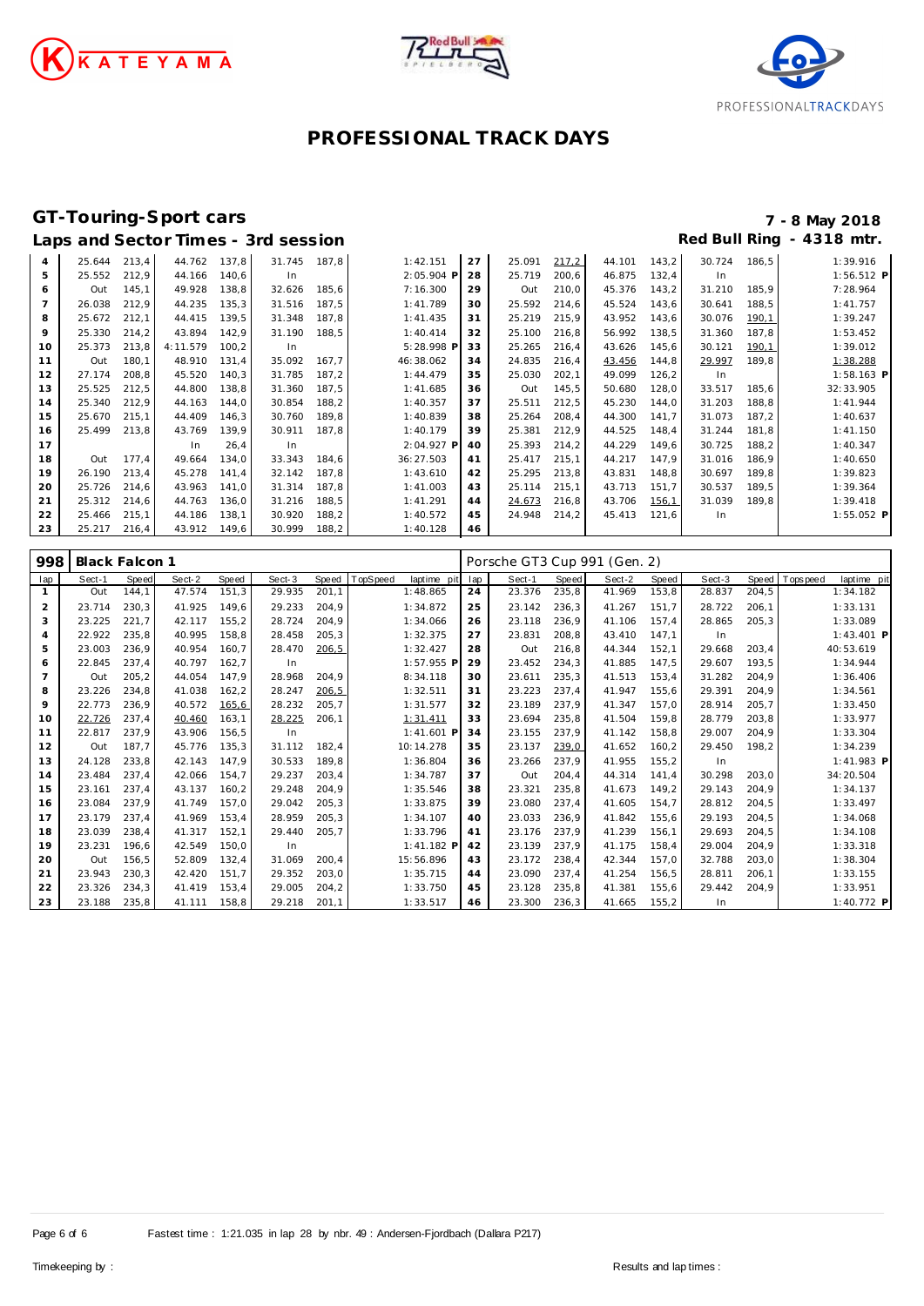# PROFESSIONAL TRACK DAYS

## GT-Touring-Sport cars

**7 - 8 May 2018**

### Laps and Sector Times - 3rd session

**Red Bull Ring - 4318 mtr.**

| lap | Sect-1 | Speed | Sect-2 | Speed | Sect-3 | Speed | TopSpeed | laptime pit | lap | Sect-1 | Speed | Sect-2 | Speed | Sect-3 | Speed | Topspeed | laptime pit |
|---|---|---|---|---|---|---|---|---|---|---|---|---|---|---|---|---|---|
| 4 | 25.644 | 213,4 | 44.762 | 137,8 | 31.745 | 187,8 | | 1:42.151 | 27 | 25.091 | 217,2 | 44.101 | 143,2 | 30.724 | 186,5 | | 1:39.916 |
| 5 | 25.552 | 212,9 | 44.166 | 140,6 | In | | | 2:05.904 P | 28 | 25.719 | 200,6 | 46.875 | 132,4 | In | | | 1:56.512 P |
| 6 | Out | 145,1 | 49.928 | 138,8 | 32.626 | 185,6 | | 7:16.300 | 29 | Out | 210,0 | 45.376 | 143,2 | 31.210 | 185,9 | | 7:28.964 |
| 7 | 26.038 | 212,9 | 44.235 | 135,3 | 31.516 | 187,5 | | 1:41.789 | 30 | 25.592 | 214,6 | 45.524 | 143,6 | 30.641 | 188,5 | | 1:41.757 |
| 8 | 25.672 | 212,1 | 44.415 | 139,5 | 31.348 | 187,8 | | 1:41.435 | 31 | 25.219 | 215,9 | 43.952 | 143,6 | 30.076 | 190,1 | | 1:39.247 |
| 9 | 25.330 | 214,2 | 43.894 | 142,9 | 31.190 | 188,5 | | 1:40.414 | 32 | 25.100 | 216,8 | 56.992 | 138,5 | 31.360 | 187,8 | | 1:53.452 |
| 10 | 25.373 | 213,8 | 4:11.579 | 100,2 | In | | | 5:28.998 P | 33 | 25.265 | 216,4 | 43.626 | 145,6 | 30.121 | 190,1 | | 1:39.012 |
| 11 | Out | 180,1 | 48.910 | 131,4 | 35.092 | 167,7 | | 46:38.062 | 34 | 24.835 | 216,4 | 43.456 | 144,8 | 29.997 | 189,8 | | 1:38.288 |
| 12 | 27.174 | 208,8 | 45.520 | 140,3 | 31.785 | 187,2 | | 1:44.479 | 35 | 25.030 | 202,1 | 49.099 | 126,2 | In | | | 1:58.163 P |
| 13 | 25.525 | 212,5 | 44.800 | 138,8 | 31.360 | 187,5 | | 1:41.685 | 36 | Out | 145,5 | 50.680 | 128,0 | 33.517 | 185,6 | | 32:33.905 |
| 14 | 25.340 | 212,9 | 44.163 | 144,0 | 30.854 | 188,2 | | 1:40.357 | 37 | 25.511 | 212,5 | 45.230 | 144,0 | 31.203 | 188,8 | | 1:41.944 |
| 15 | 25.670 | 215,1 | 44.409 | 146,3 | 30.760 | 189,8 | | 1:40.839 | 38 | 25.264 | 208,4 | 44.300 | 141,7 | 31.073 | 187,2 | | 1:40.637 |
| 16 | 25.499 | 213,8 | 43.769 | 139,9 | 30.911 | 187,8 | | 1:40.179 | 39 | 25.381 | 212,9 | 44.525 | 148,4 | 31.244 | 181,8 | | 1:41.150 |
| 17 | | | In | 26,4 | In | | | 2:04.927 P | 40 | 25.393 | 214,2 | 44.229 | 149,6 | 30.725 | 188,2 | | 1:40.347 |
| 18 | Out | 177,4 | 49.664 | 134,0 | 33.343 | 184,6 | | 36:27.503 | 41 | 25.417 | 215,1 | 44.217 | 147,9 | 31.016 | 186,9 | | 1:40.650 |
| 19 | 26.190 | 213,4 | 45.278 | 141,4 | 32.142 | 187,8 | | 1:43.610 | 42 | 25.295 | 213,8 | 43.831 | 148,8 | 30.697 | 189,8 | | 1:39.823 |
| 20 | 25.726 | 214,6 | 43.963 | 141,0 | 31.314 | 187,8 | | 1:41.003 | 43 | 25.114 | 215,1 | 43.713 | 151,7 | 30.537 | 189,5 | | 1:39.364 |
| 21 | 25.312 | 214,6 | 44.763 | 136,0 | 31.216 | 188,5 | | 1:41.291 | 44 | 24.673 | 216,8 | 43.706 | 156,1 | 31.039 | 189,8 | | 1:39.418 |
| 22 | 25.466 | 215,1 | 44.186 | 138,1 | 30.920 | 188,2 | | 1:40.572 | 45 | 24.948 | 214,2 | 45.413 | 121,6 | In | | | 1:55.052 P |
| 23 | 25.217 | 216,4 | 43.912 | 149,6 | 30.999 | 188,2 | | 1:40.128 | 46 | | | | | | | | |

**998 Black Falcon 1** — Porsche GT3 Cup 991 (Gen. 2)

| lap | Sect-1 | Speed | Sect-2 | Speed | Sect-3 | Speed | TopSpeed | laptime pit | lap | Sect-1 | Speed | Sect-2 | Speed | Sect-3 | Speed | Topspeed | laptime pit |
|---|---|---|---|---|---|---|---|---|---|---|---|---|---|---|---|---|---|
| 1 | Out | 144,1 | 47.574 | 151,3 | 29.935 | 201,1 | | 1:48.865 | 24 | 23.376 | 235,8 | 41.969 | 153,8 | 28.837 | 204,5 | | 1:34.182 |
| 2 | 23.714 | 230,3 | 41.925 | 149,6 | 29.233 | 204,9 | | 1:34.872 | 25 | 23.142 | 236,3 | 41.267 | 151,7 | 28.722 | 206,1 | | 1:33.131 |
| 3 | 23.225 | 221,7 | 42.117 | 155,2 | 28.724 | 204,9 | | 1:34.066 | 26 | 23.118 | 236,9 | 41.106 | 157,4 | 28.865 | 205,3 | | 1:33.089 |
| 4 | 22.922 | 235,8 | 40.995 | 158,8 | 28.458 | 205,3 | | 1:32.375 | 27 | 23.831 | 208,8 | 43.410 | 147,1 | In | | | 1:43.401 P |
| 5 | 23.003 | 236,9 | 40.954 | 160,7 | 28.470 | 206,5 | | 1:32.427 | 28 | Out | 216,8 | 44.344 | 152,1 | 29.668 | 203,4 | | 40:53.619 |
| 6 | 22.845 | 237,4 | 40.797 | 162,7 | In | | | 1:57.955 P | 29 | 23.452 | 234,3 | 41.885 | 147,5 | 29.607 | 193,5 | | 1:34.944 |
| 7 | Out | 205,2 | 44.054 | 147,9 | 28.968 | 204,9 | | 8:34.118 | 30 | 23.611 | 235,3 | 41.513 | 153,4 | 31.282 | 204,9 | | 1:36.406 |
| 8 | 23.226 | 234,8 | 41.038 | 162,2 | 28.247 | 206,5 | | 1:32.511 | 31 | 23.223 | 237,4 | 41.947 | 155,6 | 29.391 | 204,9 | | 1:34.561 |
| 9 | 22.773 | 236,9 | 40.572 | 165,6 | 28.232 | 205,7 | | 1:31.577 | 32 | 23.189 | 237,9 | 41.347 | 157,0 | 28.914 | 205,7 | | 1:33.450 |
| 10 | 22.726 | 237,4 | 40.460 | 163,1 | 28.225 | 206,1 | | 1:31.411 | 33 | 23.694 | 235,8 | 41.504 | 159,8 | 28.779 | 203,8 | | 1:33.977 |
| 11 | 22.817 | 237,9 | 43.906 | 156,5 | In | | | 1:41.601 P | 34 | 23.155 | 237,9 | 41.142 | 158,8 | 29.007 | 204,9 | | 1:33.304 |
| 12 | Out | 187,7 | 45.776 | 135,3 | 31.112 | 182,4 | | 10:14.278 | 35 | 23.137 | 239,0 | 41.652 | 160,2 | 29.450 | 198,2 | | 1:34.239 |
| 13 | 24.128 | 233,8 | 42.143 | 147,9 | 30.533 | 189,8 | | 1:36.804 | 36 | 23.266 | 237,9 | 41.955 | 155,2 | In | | | 1:41.983 P |
| 14 | 23.484 | 237,4 | 42.066 | 154,7 | 29.237 | 203,4 | | 1:34.787 | 37 | Out | 204,4 | 44.314 | 141,4 | 30.298 | 203,0 | | 34:20.504 |
| 15 | 23.161 | 237,4 | 43.137 | 160,2 | 29.248 | 204,9 | | 1:35.546 | 38 | 23.321 | 235,8 | 41.673 | 149,2 | 29.143 | 204,9 | | 1:34.137 |
| 16 | 23.084 | 237,9 | 41.749 | 157,0 | 29.042 | 205,3 | | 1:33.875 | 39 | 23.080 | 237,4 | 41.605 | 154,7 | 28.812 | 204,5 | | 1:33.497 |
| 17 | 23.179 | 237,4 | 41.969 | 153,4 | 28.959 | 205,3 | | 1:34.107 | 40 | 23.033 | 236,9 | 41.842 | 155,6 | 29.193 | 204,5 | | 1:34.068 |
| 18 | 23.039 | 238,4 | 41.317 | 152,1 | 29.440 | 205,7 | | 1:33.796 | 41 | 23.176 | 237,9 | 41.239 | 156,1 | 29.693 | 204,5 | | 1:34.108 |
| 19 | 23.231 | 196,6 | 42.549 | 150,0 | In | | | 1:41.182 P | 42 | 23.139 | 237,9 | 41.175 | 158,4 | 29.004 | 204,9 | | 1:33.318 |
| 20 | Out | 156,5 | 52.809 | 132,4 | 31.069 | 200,4 | | 15:56.896 | 43 | 23.172 | 238,4 | 42.344 | 157,0 | 32.788 | 203,0 | | 1:38.304 |
| 21 | 23.943 | 230,3 | 42.420 | 151,7 | 29.352 | 203,0 | | 1:35.715 | 44 | 23.090 | 237,4 | 41.254 | 156,5 | 28.811 | 206,1 | | 1:33.155 |
| 22 | 23.326 | 234,3 | 41.419 | 153,4 | 29.005 | 204,2 | | 1:33.750 | 45 | 23.128 | 235,8 | 41.381 | 155,6 | 29.442 | 204,9 | | 1:33.951 |
| 23 | 23.188 | 235,8 | 41.111 | 158,8 | 29.218 | 201,1 | | 1:33.517 | 46 | 23.300 | 236,3 | 41.665 | 155,2 | In | | | 1:40.772 P |

Fastest time : 1:21.035 in lap 28 by nbr. 49 : Andersen-Fjordbach (Dallara P217)

Timekeeping by :

Results and lap times :